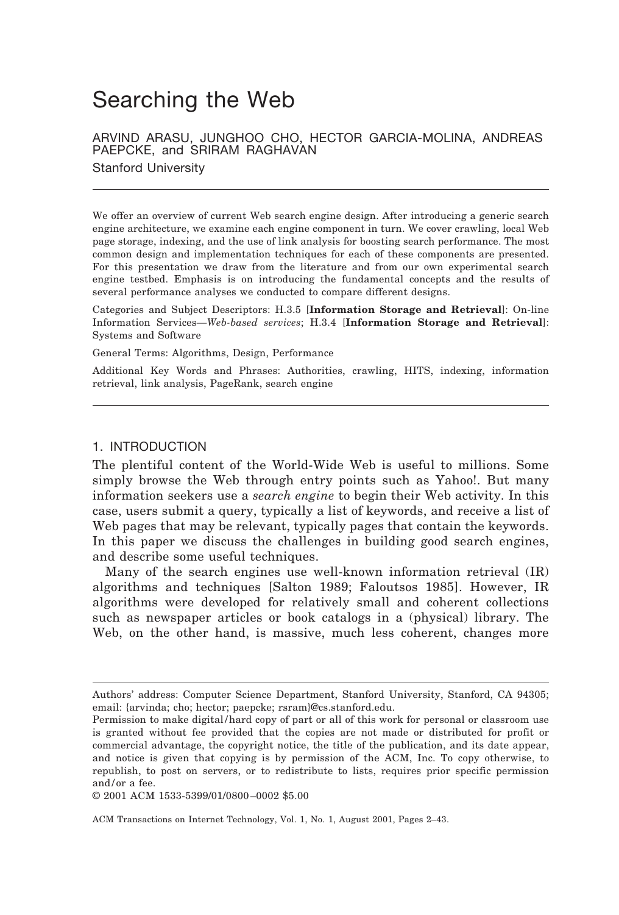# Searching the Web

ARVIND ARASU, JUNGHOO CHO, HECTOR GARCIA-MOLINA, ANDREAS PAEPCKE, and SRIRAM RAGHAVAN
Stanford University

---

We offer an overview of current Web search engine design. After introducing a generic search engine architecture, we examine each engine component in turn. We cover crawling, local Web page storage, indexing, and the use of link analysis for boosting search performance. The most common design and implementation techniques for each of these components are presented. For this presentation we draw from the literature and from our own experimental search engine testbed. Emphasis is on introducing the fundamental concepts and the results of several performance analyses we conducted to compare different designs.

Categories and Subject Descriptors: H.3.5 [**Information Storage and Retrieval**]: On-line Information Services—*Web-based services*; H.3.4 [**Information Storage and Retrieval**]: Systems and Software

General Terms: Algorithms, Design, Performance

Additional Key Words and Phrases: Authorities, crawling, HITS, indexing, information retrieval, link analysis, PageRank, search engine

---

## 1. INTRODUCTION

The plentiful content of the World-Wide Web is useful to millions. Some simply browse the Web through entry points such as Yahoo!. But many information seekers use a *search engine* to begin their Web activity. In this case, users submit a query, typically a list of keywords, and receive a list of Web pages that may be relevant, typically pages that contain the keywords. In this paper we discuss the challenges in building good search engines, and describe some useful techniques.

Many of the search engines use well-known information retrieval (IR) algorithms and techniques [Salton 1989; Faloutsos 1985]. However, IR algorithms were developed for relatively small and coherent collections such as newspaper articles or book catalogs in a (physical) library. The Web, on the other hand, is massive, much less coherent, changes more

---

Authors' address: Computer Science Department, Stanford University, Stanford, CA 94305; email: {arvinda; cho; hector; paepcke; rsram}@cs.stanford.edu.

Permission to make digital/hard copy of part or all of this work for personal or classroom use is granted without fee provided that the copies are not made or distributed for profit or commercial advantage, the copyright notice, the title of the publication, and its date appear, and notice is given that copying is by permission of the ACM, Inc. To copy otherwise, to republish, to post on servers, or to redistribute to lists, requires prior specific permission and/or a fee.

© 2001 ACM 1533-5399/01/0800–0002 $5.00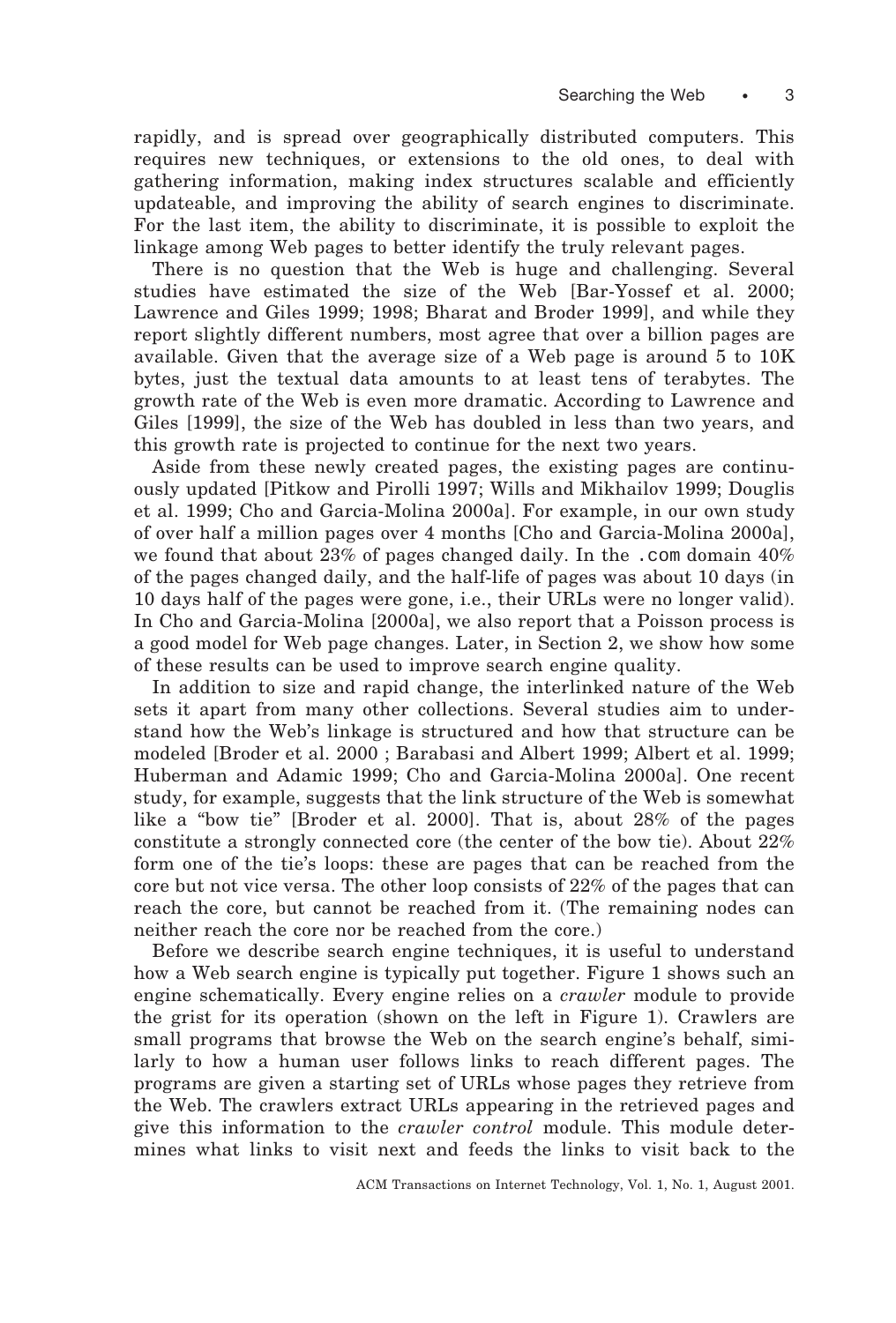rapidly, and is spread over geographically distributed computers. This requires new techniques, or extensions to the old ones, to deal with gathering information, making index structures scalable and efficiently updateable, and improving the ability of search engines to discriminate. For the last item, the ability to discriminate, it is possible to exploit the linkage among Web pages to better identify the truly relevant pages.

There is no question that the Web is huge and challenging. Several studies have estimated the size of the Web [Bar-Yossef et al. 2000; Lawrence and Giles 1999; 1998; Bharat and Broder 1999], and while they report slightly different numbers, most agree that over a billion pages are available. Given that the average size of a Web page is around 5 to 10K bytes, just the textual data amounts to at least tens of terabytes. The growth rate of the Web is even more dramatic. According to Lawrence and Giles [1999], the size of the Web has doubled in less than two years, and this growth rate is projected to continue for the next two years.

Aside from these newly created pages, the existing pages are continuously updated [Pitkow and Pirolli 1997; Wills and Mikhailov 1999; Douglis et al. 1999; Cho and Garcia-Molina 2000a]. For example, in our own study of over half a million pages over 4 months [Cho and Garcia-Molina 2000a], we found that about 23% of pages changed daily. In the `.com` domain 40% of the pages changed daily, and the half-life of pages was about 10 days (in 10 days half of the pages were gone, i.e., their URLs were no longer valid). In Cho and Garcia-Molina [2000a], we also report that a Poisson process is a good model for Web page changes. Later, in Section 2, we show how some of these results can be used to improve search engine quality.

In addition to size and rapid change, the interlinked nature of the Web sets it apart from many other collections. Several studies aim to understand how the Web's linkage is structured and how that structure can be modeled [Broder et al. 2000 ; Barabasi and Albert 1999; Albert et al. 1999; Huberman and Adamic 1999; Cho and Garcia-Molina 2000a]. One recent study, for example, suggests that the link structure of the Web is somewhat like a "bow tie" [Broder et al. 2000]. That is, about 28% of the pages constitute a strongly connected core (the center of the bow tie). About 22% form one of the tie's loops: these are pages that can be reached from the core but not vice versa. The other loop consists of 22% of the pages that can reach the core, but cannot be reached from it. (The remaining nodes can neither reach the core nor be reached from the core.)

Before we describe search engine techniques, it is useful to understand how a Web search engine is typically put together. Figure 1 shows such an engine schematically. Every engine relies on a *crawler* module to provide the grist for its operation (shown on the left in Figure 1). Crawlers are small programs that browse the Web on the search engine's behalf, similarly to how a human user follows links to reach different pages. The programs are given a starting set of URLs whose pages they retrieve from the Web. The crawlers extract URLs appearing in the retrieved pages and give this information to the *crawler control* module. This module determines what links to visit next and feeds the links to visit back to the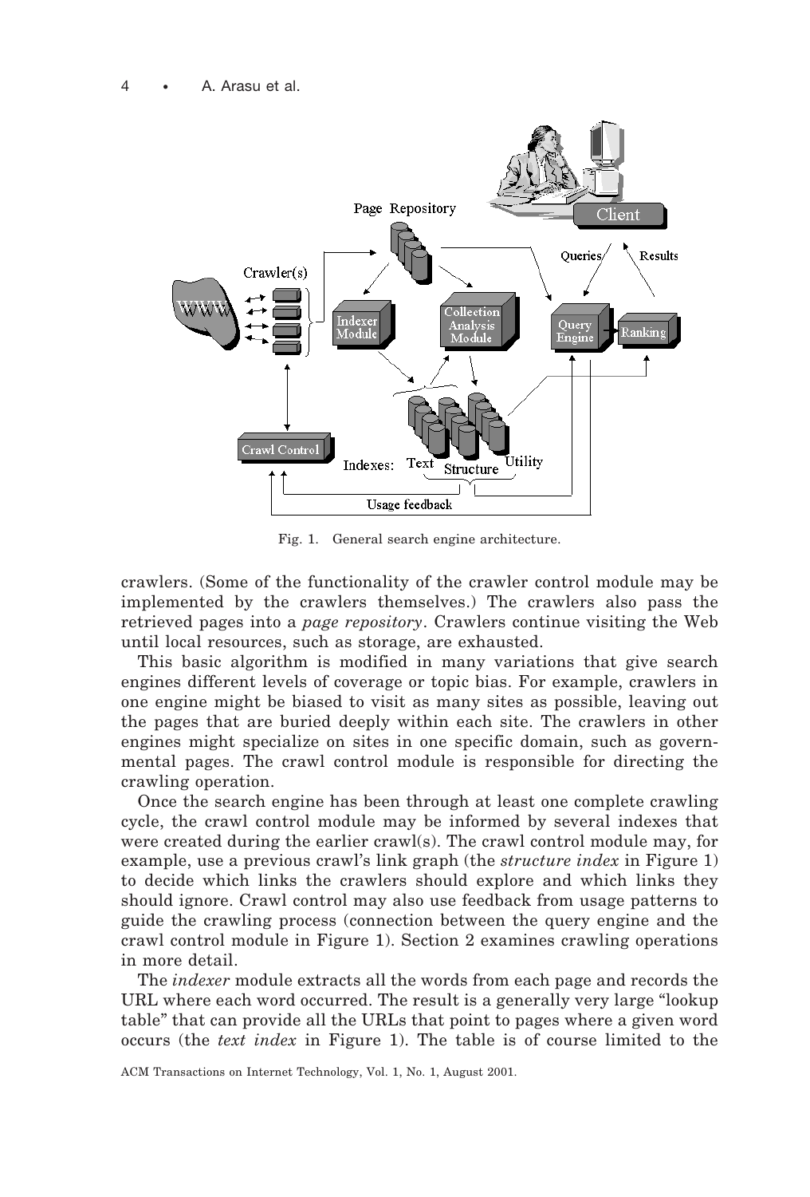Page Repository

Client

Queries

Results

Crawler(s)

WWW

Indexer Module

Collection Analysis Module

Query Engine

Ranking

Crawl Control

Indexes: Text Structure Utility

Usage feedback

Fig. 1. General search engine architecture.

crawlers. (Some of the functionality of the crawler control module may be implemented by the crawlers themselves.) The crawlers also pass the retrieved pages into a *page repository*. Crawlers continue visiting the Web until local resources, such as storage, are exhausted.

This basic algorithm is modified in many variations that give search engines different levels of coverage or topic bias. For example, crawlers in one engine might be biased to visit as many sites as possible, leaving out the pages that are buried deeply within each site. The crawlers in other engines might specialize on sites in one specific domain, such as governmental pages. The crawl control module is responsible for directing the crawling operation.

Once the search engine has been through at least one complete crawling cycle, the crawl control module may be informed by several indexes that were created during the earlier crawl(s). The crawl control module may, for example, use a previous crawl's link graph (the *structure index* in Figure 1) to decide which links the crawlers should explore and which links they should ignore. Crawl control may also use feedback from usage patterns to guide the crawling process (connection between the query engine and the crawl control module in Figure 1). Section 2 examines crawling operations in more detail.

The *indexer* module extracts all the words from each page and records the URL where each word occurred. The result is a generally very large "lookup table" that can provide all the URLs that point to pages where a given word occurs (the *text index* in Figure 1). The table is of course limited to the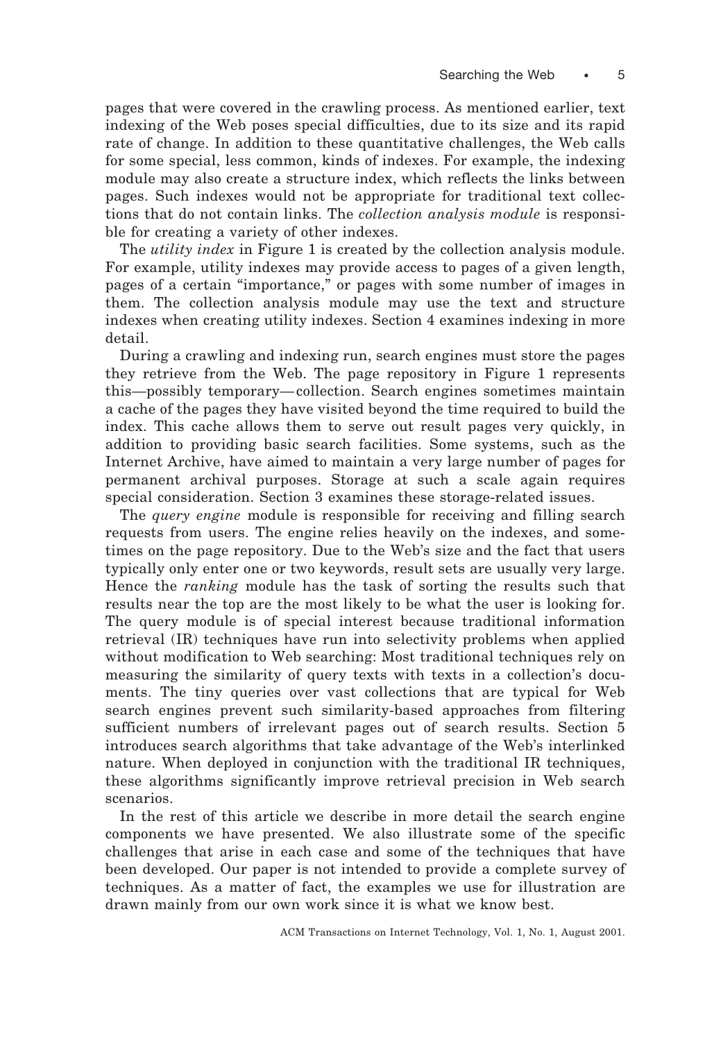pages that were covered in the crawling process. As mentioned earlier, text indexing of the Web poses special difficulties, due to its size and its rapid rate of change. In addition to these quantitative challenges, the Web calls for some special, less common, kinds of indexes. For example, the indexing module may also create a structure index, which reflects the links between pages. Such indexes would not be appropriate for traditional text collections that do not contain links. The *collection analysis module* is responsible for creating a variety of other indexes.

The *utility index* in Figure 1 is created by the collection analysis module. For example, utility indexes may provide access to pages of a given length, pages of a certain "importance," or pages with some number of images in them. The collection analysis module may use the text and structure indexes when creating utility indexes. Section 4 examines indexing in more detail.

During a crawling and indexing run, search engines must store the pages they retrieve from the Web. The page repository in Figure 1 represents this—possibly temporary—collection. Search engines sometimes maintain a cache of the pages they have visited beyond the time required to build the index. This cache allows them to serve out result pages very quickly, in addition to providing basic search facilities. Some systems, such as the Internet Archive, have aimed to maintain a very large number of pages for permanent archival purposes. Storage at such a scale again requires special consideration. Section 3 examines these storage-related issues.

The *query engine* module is responsible for receiving and filling search requests from users. The engine relies heavily on the indexes, and sometimes on the page repository. Due to the Web's size and the fact that users typically only enter one or two keywords, result sets are usually very large. Hence the *ranking* module has the task of sorting the results such that results near the top are the most likely to be what the user is looking for. The query module is of special interest because traditional information retrieval (IR) techniques have run into selectivity problems when applied without modification to Web searching: Most traditional techniques rely on measuring the similarity of query texts with texts in a collection's documents. The tiny queries over vast collections that are typical for Web search engines prevent such similarity-based approaches from filtering sufficient numbers of irrelevant pages out of search results. Section 5 introduces search algorithms that take advantage of the Web's interlinked nature. When deployed in conjunction with the traditional IR techniques, these algorithms significantly improve retrieval precision in Web search scenarios.

In the rest of this article we describe in more detail the search engine components we have presented. We also illustrate some of the specific challenges that arise in each case and some of the techniques that have been developed. Our paper is not intended to provide a complete survey of techniques. As a matter of fact, the examples we use for illustration are drawn mainly from our own work since it is what we know best.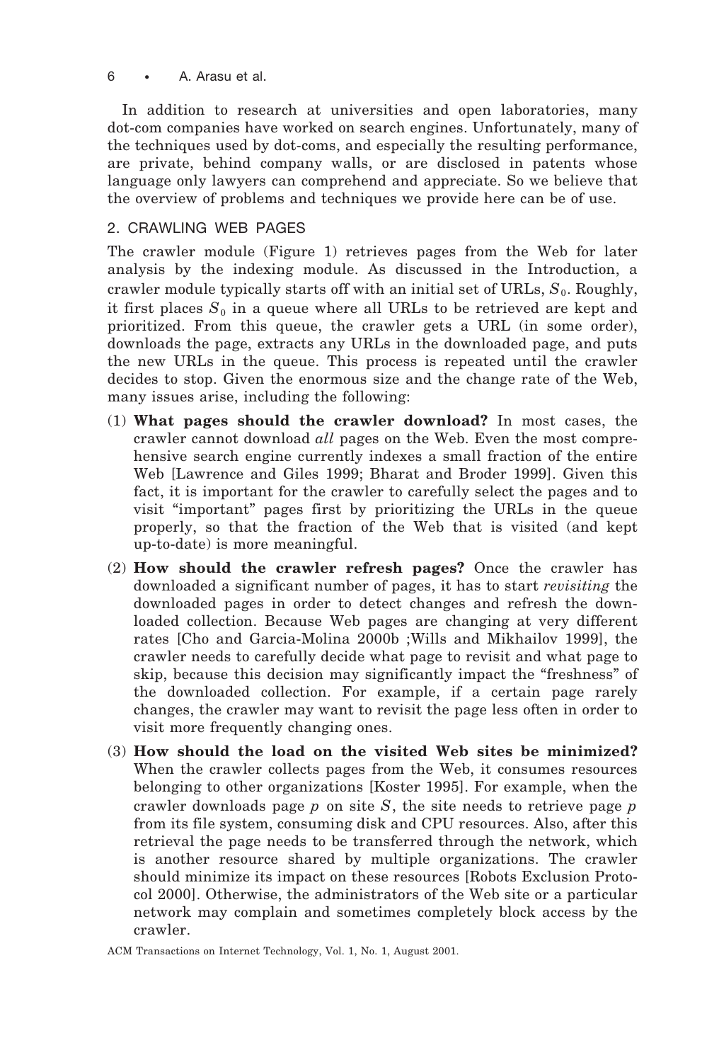In addition to research at universities and open laboratories, many dot-com companies have worked on search engines. Unfortunately, many of the techniques used by dot-coms, and especially the resulting performance, are private, behind company walls, or are disclosed in patents whose language only lawyers can comprehend and appreciate. So we believe that the overview of problems and techniques we provide here can be of use.

## 2. CRAWLING WEB PAGES

The crawler module (Figure 1) retrieves pages from the Web for later analysis by the indexing module. As discussed in the Introduction, a crawler module typically starts off with an initial set of URLs, $S_0$. Roughly, it first places $S_0$ in a queue where all URLs to be retrieved are kept and prioritized. From this queue, the crawler gets a URL (in some order), downloads the page, extracts any URLs in the downloaded page, and puts the new URLs in the queue. This process is repeated until the crawler decides to stop. Given the enormous size and the change rate of the Web, many issues arise, including the following:

(1) **What pages should the crawler download?** In most cases, the crawler cannot download *all* pages on the Web. Even the most comprehensive search engine currently indexes a small fraction of the entire Web [Lawrence and Giles 1999; Bharat and Broder 1999]. Given this fact, it is important for the crawler to carefully select the pages and to visit "important" pages first by prioritizing the URLs in the queue properly, so that the fraction of the Web that is visited (and kept up-to-date) is more meaningful.

(2) **How should the crawler refresh pages?** Once the crawler has downloaded a significant number of pages, it has to start *revisiting* the downloaded pages in order to detect changes and refresh the downloaded collection. Because Web pages are changing at very different rates [Cho and Garcia-Molina 2000b ;Wills and Mikhailov 1999], the crawler needs to carefully decide what page to revisit and what page to skip, because this decision may significantly impact the "freshness" of the downloaded collection. For example, if a certain page rarely changes, the crawler may want to revisit the page less often in order to visit more frequently changing ones.

(3) **How should the load on the visited Web sites be minimized?** When the crawler collects pages from the Web, it consumes resources belonging to other organizations [Koster 1995]. For example, when the crawler downloads page $p$ on site $S$, the site needs to retrieve page $p$ from its file system, consuming disk and CPU resources. Also, after this retrieval the page needs to be transferred through the network, which is another resource shared by multiple organizations. The crawler should minimize its impact on these resources [Robots Exclusion Protocol 2000]. Otherwise, the administrators of the Web site or a particular network may complain and sometimes completely block access by the crawler.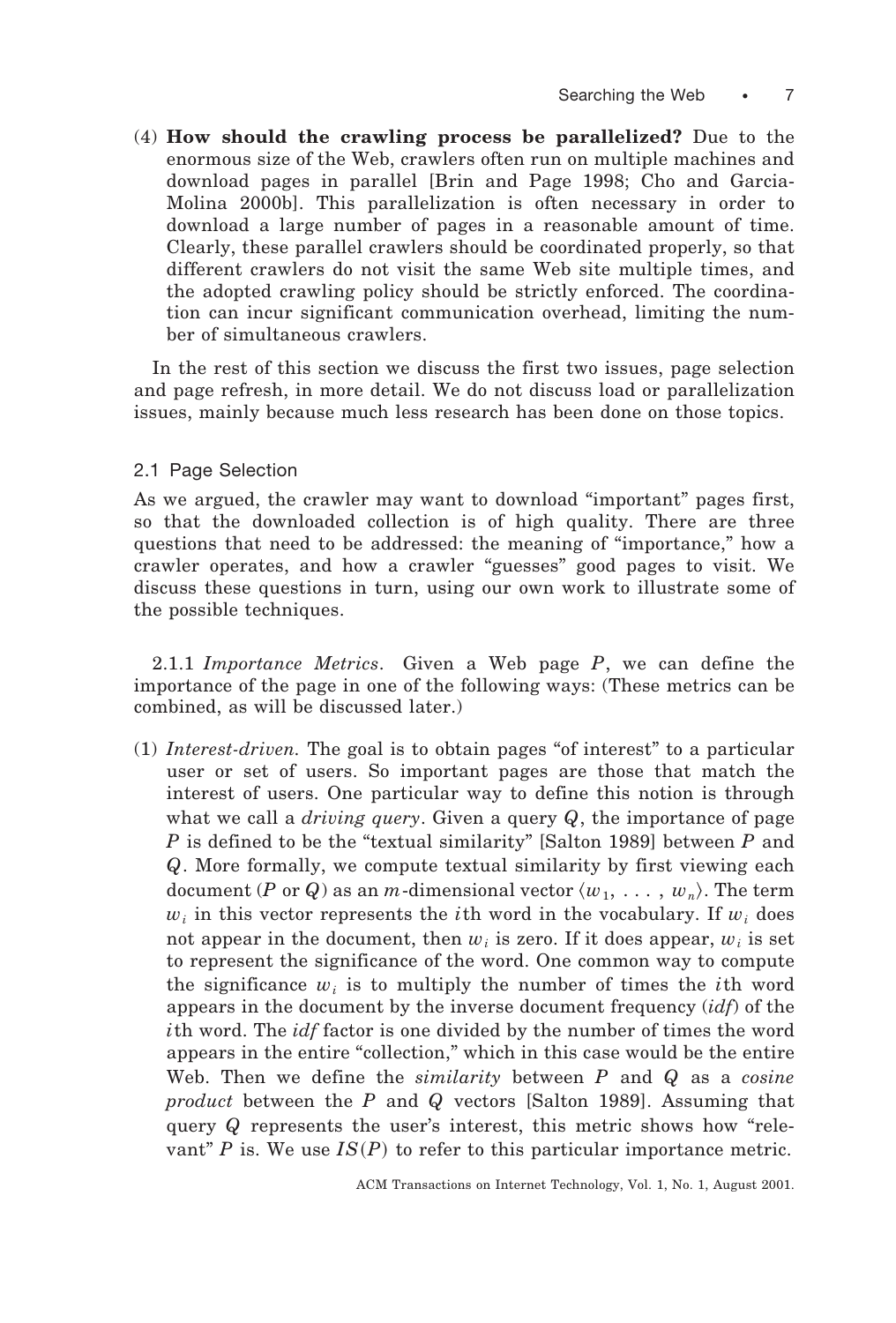(4) **How should the crawling process be parallelized?** Due to the enormous size of the Web, crawlers often run on multiple machines and download pages in parallel [Brin and Page 1998; Cho and Garcia-Molina 2000b]. This parallelization is often necessary in order to download a large number of pages in a reasonable amount of time. Clearly, these parallel crawlers should be coordinated properly, so that different crawlers do not visit the same Web site multiple times, and the adopted crawling policy should be strictly enforced. The coordination can incur significant communication overhead, limiting the number of simultaneous crawlers.

In the rest of this section we discuss the first two issues, page selection and page refresh, in more detail. We do not discuss load or parallelization issues, mainly because much less research has been done on those topics.

### 2.1 Page Selection

As we argued, the crawler may want to download "important" pages first, so that the downloaded collection is of high quality. There are three questions that need to be addressed: the meaning of "importance," how a crawler operates, and how a crawler "guesses" good pages to visit. We discuss these questions in turn, using our own work to illustrate some of the possible techniques.

2.1.1 *Importance Metrics*. Given a Web page $P$, we can define the importance of the page in one of the following ways: (These metrics can be combined, as will be discussed later.)

(1) *Interest-driven*. The goal is to obtain pages "of interest" to a particular user or set of users. So important pages are those that match the interest of users. One particular way to define this notion is through what we call a *driving query*. Given a query $Q$, the importance of page $P$ is defined to be the "textual similarity" [Salton 1989] between $P$ and $Q$. More formally, we compute textual similarity by first viewing each document ($P$ or $Q$) as an $m$-dimensional vector $\langle w_1, \ldots, w_n \rangle$. The term $w_i$ in this vector represents the $i$th word in the vocabulary. If $w_i$ does not appear in the document, then $w_i$ is zero. If it does appear, $w_i$ is set to represent the significance of the word. One common way to compute the significance $w_i$ is to multiply the number of times the $i$th word appears in the document by the inverse document frequency (*idf*) of the $i$th word. The *idf* factor is one divided by the number of times the word appears in the entire "collection," which in this case would be the entire Web. Then we define the *similarity* between $P$ and $Q$ as a *cosine product* between the $P$ and $Q$ vectors [Salton 1989]. Assuming that query $Q$ represents the user's interest, this metric shows how "relevant" $P$ is. We use $IS(P)$ to refer to this particular importance metric.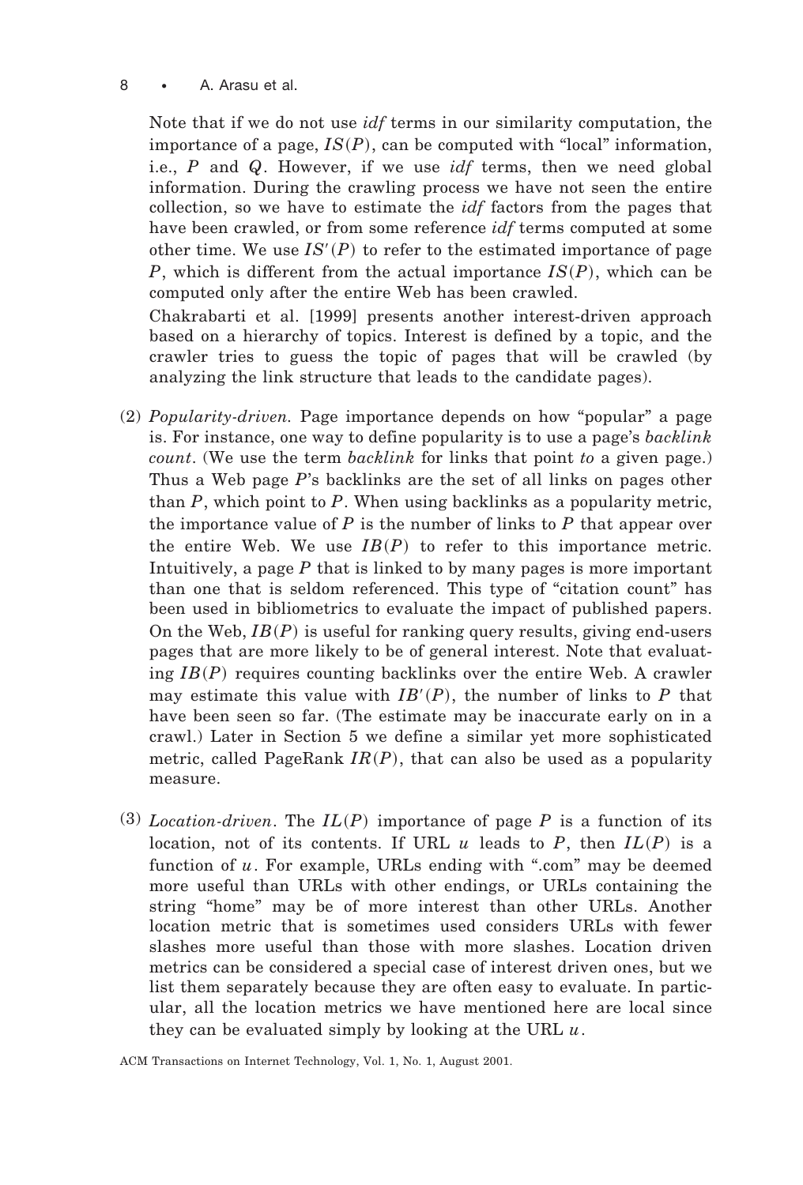Note that if we do not use *idf* terms in our similarity computation, the importance of a page, $IS(P)$, can be computed with "local" information, i.e., $P$ and $Q$. However, if we use *idf* terms, then we need global information. During the crawling process we have not seen the entire collection, so we have to estimate the *idf* factors from the pages that have been crawled, or from some reference *idf* terms computed at some other time. We use $IS'(P)$ to refer to the estimated importance of page $P$, which is different from the actual importance $IS(P)$, which can be computed only after the entire Web has been crawled.

Chakrabarti et al. [1999] presents another interest-driven approach based on a hierarchy of topics. Interest is defined by a topic, and the crawler tries to guess the topic of pages that will be crawled (by analyzing the link structure that leads to the candidate pages).

(2) *Popularity-driven*. Page importance depends on how "popular" a page is. For instance, one way to define popularity is to use a page's *backlink count*. (We use the term *backlink* for links that point *to* a given page.) Thus a Web page $P$'s backlinks are the set of all links on pages other than $P$, which point to $P$. When using backlinks as a popularity metric, the importance value of $P$ is the number of links to $P$ that appear over the entire Web. We use $IB(P)$ to refer to this importance metric. Intuitively, a page $P$ that is linked to by many pages is more important than one that is seldom referenced. This type of "citation count" has been used in bibliometrics to evaluate the impact of published papers. On the Web, $IB(P)$ is useful for ranking query results, giving end-users pages that are more likely to be of general interest. Note that evaluating $IB(P)$ requires counting backlinks over the entire Web. A crawler may estimate this value with $IB'(P)$, the number of links to $P$ that have been seen so far. (The estimate may be inaccurate early on in a crawl.) Later in Section 5 we define a similar yet more sophisticated metric, called PageRank $IR(P)$, that can also be used as a popularity measure.

(3) *Location-driven*. The $IL(P)$ importance of page $P$ is a function of its location, not of its contents. If URL $u$ leads to $P$, then $IL(P)$ is a function of $u$. For example, URLs ending with ".com" may be deemed more useful than URLs with other endings, or URLs containing the string "home" may be of more interest than other URLs. Another location metric that is sometimes used considers URLs with fewer slashes more useful than those with more slashes. Location driven metrics can be considered a special case of interest driven ones, but we list them separately because they are often easy to evaluate. In particular, all the location metrics we have mentioned here are local since they can be evaluated simply by looking at the URL $u$.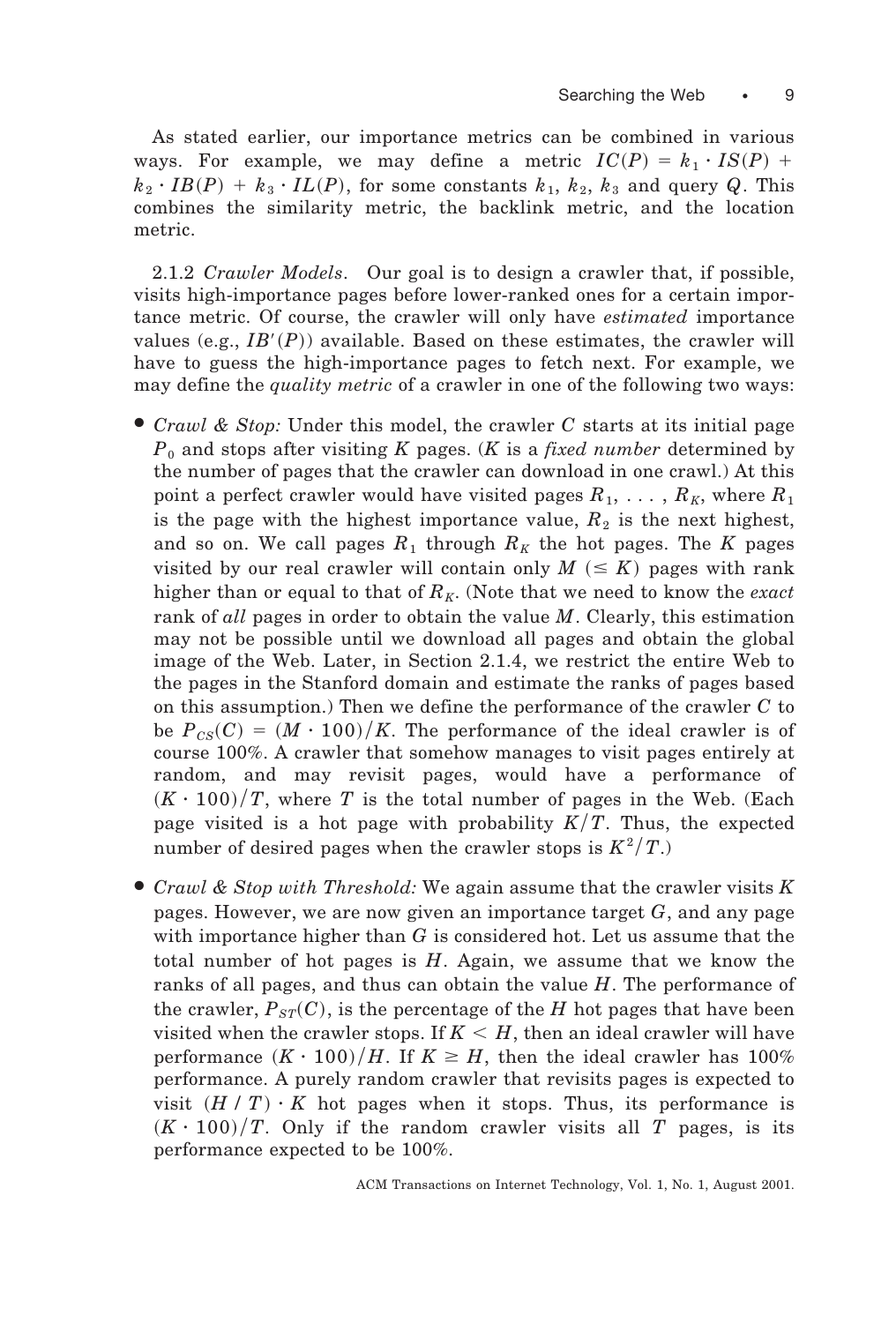As stated earlier, our importance metrics can be combined in various ways. For example, we may define a metric $IC(P) = k_1 \cdot IS(P) + k_2 \cdot IB(P) + k_3 \cdot IL(P)$, for some constants $k_1$, $k_2$, $k_3$ and query $Q$. This combines the similarity metric, the backlink metric, and the location metric.

2.1.2 *Crawler Models*. Our goal is to design a crawler that, if possible, visits high-importance pages before lower-ranked ones for a certain importance metric. Of course, the crawler will only have *estimated* importance values (e.g., $IB'(P)$) available. Based on these estimates, the crawler will have to guess the high-importance pages to fetch next. For example, we may define the *quality metric* of a crawler in one of the following two ways:

- *Crawl & Stop:* Under this model, the crawler $C$ starts at its initial page $P_0$ and stops after visiting $K$ pages. ($K$ is a *fixed number* determined by the number of pages that the crawler can download in one crawl.) At this point a perfect crawler would have visited pages $R_1, \ldots, R_K$, where $R_1$ is the page with the highest importance value, $R_2$ is the next highest, and so on. We call pages $R_1$ through $R_K$ the hot pages. The $K$ pages visited by our real crawler will contain only $M$ ($\leq K$) pages with rank higher than or equal to that of $R_K$. (Note that we need to know the *exact* rank of *all* pages in order to obtain the value $M$. Clearly, this estimation may not be possible until we download all pages and obtain the global image of the Web. Later, in Section 2.1.4, we restrict the entire Web to the pages in the Stanford domain and estimate the ranks of pages based on this assumption.) Then we define the performance of the crawler $C$ to be $P_{CS}(C) = (M \cdot 100)/K$. The performance of the ideal crawler is of course 100%. A crawler that somehow manages to visit pages entirely at random, and may revisit pages, would have a performance of $(K \cdot 100)/T$, where $T$ is the total number of pages in the Web. (Each page visited is a hot page with probability $K/T$. Thus, the expected number of desired pages when the crawler stops is $K^2/T$.)

- *Crawl & Stop with Threshold:* We again assume that the crawler visits $K$ pages. However, we are now given an importance target $G$, and any page with importance higher than $G$ is considered hot. Let us assume that the total number of hot pages is $H$. Again, we assume that we know the ranks of all pages, and thus can obtain the value $H$. The performance of the crawler, $P_{ST}(C)$, is the percentage of the $H$ hot pages that have been visited when the crawler stops. If $K < H$, then an ideal crawler will have performance $(K \cdot 100)/H$. If $K \geq H$, then the ideal crawler has 100% performance. A purely random crawler that revisits pages is expected to visit $(H / T) \cdot K$ hot pages when it stops. Thus, its performance is $(K \cdot 100)/T$. Only if the random crawler visits all $T$ pages, is its performance expected to be 100%.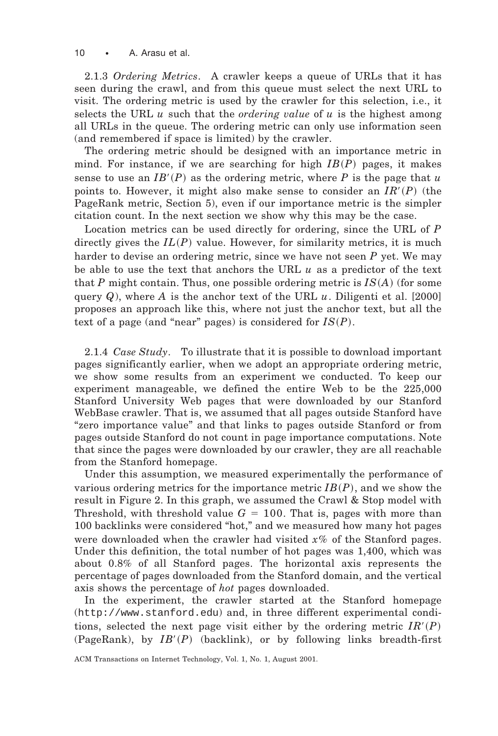2.1.3 *Ordering Metrics*. A crawler keeps a queue of URLs that it has seen during the crawl, and from this queue must select the next URL to visit. The ordering metric is used by the crawler for this selection, i.e., it selects the URL $u$ such that the *ordering value* of $u$ is the highest among all URLs in the queue. The ordering metric can only use information seen (and remembered if space is limited) by the crawler.

The ordering metric should be designed with an importance metric in mind. For instance, if we are searching for high $IB(P)$ pages, it makes sense to use an $IB'(P)$ as the ordering metric, where $P$ is the page that $u$ points to. However, it might also make sense to consider an $IR'(P)$ (the PageRank metric, Section 5), even if our importance metric is the simpler citation count. In the next section we show why this may be the case.

Location metrics can be used directly for ordering, since the URL of $P$ directly gives the $IL(P)$ value. However, for similarity metrics, it is much harder to devise an ordering metric, since we have not seen $P$ yet. We may be able to use the text that anchors the URL $u$ as a predictor of the text that $P$ might contain. Thus, one possible ordering metric is $IS(A)$ (for some query $Q$), where $A$ is the anchor text of the URL $u$. Diligenti et al. [2000] proposes an approach like this, where not just the anchor text, but all the text of a page (and "near" pages) is considered for $IS(P)$.

2.1.4 *Case Study*. To illustrate that it is possible to download important pages significantly earlier, when we adopt an appropriate ordering metric, we show some results from an experiment we conducted. To keep our experiment manageable, we defined the entire Web to be the 225,000 Stanford University Web pages that were downloaded by our Stanford WebBase crawler. That is, we assumed that all pages outside Stanford have "zero importance value" and that links to pages outside Stanford or from pages outside Stanford do not count in page importance computations. Note that since the pages were downloaded by our crawler, they are all reachable from the Stanford homepage.

Under this assumption, we measured experimentally the performance of various ordering metrics for the importance metric $IB(P)$, and we show the result in Figure 2. In this graph, we assumed the Crawl & Stop model with Threshold, with threshold value $G = 100$. That is, pages with more than 100 backlinks were considered "hot," and we measured how many hot pages were downloaded when the crawler had visited $x\%$ of the Stanford pages. Under this definition, the total number of hot pages was 1,400, which was about 0.8% of all Stanford pages. The horizontal axis represents the percentage of pages downloaded from the Stanford domain, and the vertical axis shows the percentage of *hot* pages downloaded.

In the experiment, the crawler started at the Stanford homepage (`http://www.stanford.edu`) and, in three different experimental conditions, selected the next page visit either by the ordering metric $IR'(P)$ (PageRank), by $IB'(P)$ (backlink), or by following links breadth-first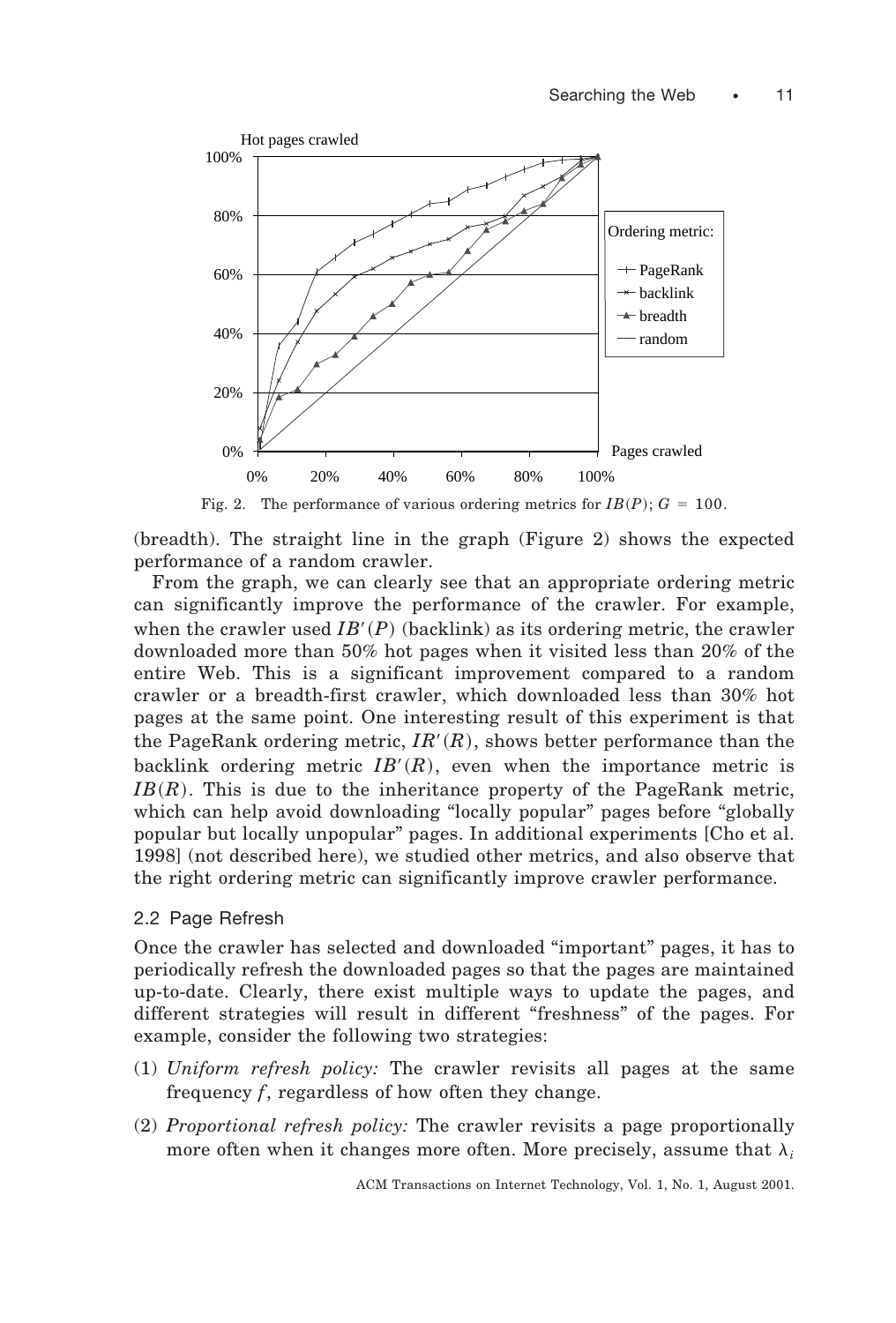Hot pages crawled

100%

80%

60%

40%

20%

0%

0% 20% 40% 60% 80% 100%

Pages crawled

Ordering metric:

PageRank

backlink

breadth

random

Fig. 2. The performance of various ordering metrics for $IB(P)$; $G = 100$.

(breadth). The straight line in the graph (Figure 2) shows the expected performance of a random crawler.

From the graph, we can clearly see that an appropriate ordering metric can significantly improve the performance of the crawler. For example, when the crawler used $IB'(P)$ (backlink) as its ordering metric, the crawler downloaded more than 50% hot pages when it visited less than 20% of the entire Web. This is a significant improvement compared to a random crawler or a breadth-first crawler, which downloaded less than 30% hot pages at the same point. One interesting result of this experiment is that the PageRank ordering metric, $IR'(R)$, shows better performance than the backlink ordering metric $IB'(R)$, even when the importance metric is $IB(R)$. This is due to the inheritance property of the PageRank metric, which can help avoid downloading "locally popular" pages before "globally popular but locally unpopular" pages. In additional experiments [Cho et al. 1998] (not described here), we studied other metrics, and also observe that the right ordering metric can significantly improve crawler performance.

### 2.2 Page Refresh

Once the crawler has selected and downloaded "important" pages, it has to periodically refresh the downloaded pages so that the pages are maintained up-to-date. Clearly, there exist multiple ways to update the pages, and different strategies will result in different "freshness" of the pages. For example, consider the following two strategies:

(1) *Uniform refresh policy:* The crawler revisits all pages at the same frequency $f$, regardless of how often they change.

(2) *Proportional refresh policy:* The crawler revisits a page proportionally more often when it changes more often. More precisely, assume that $\lambda_i$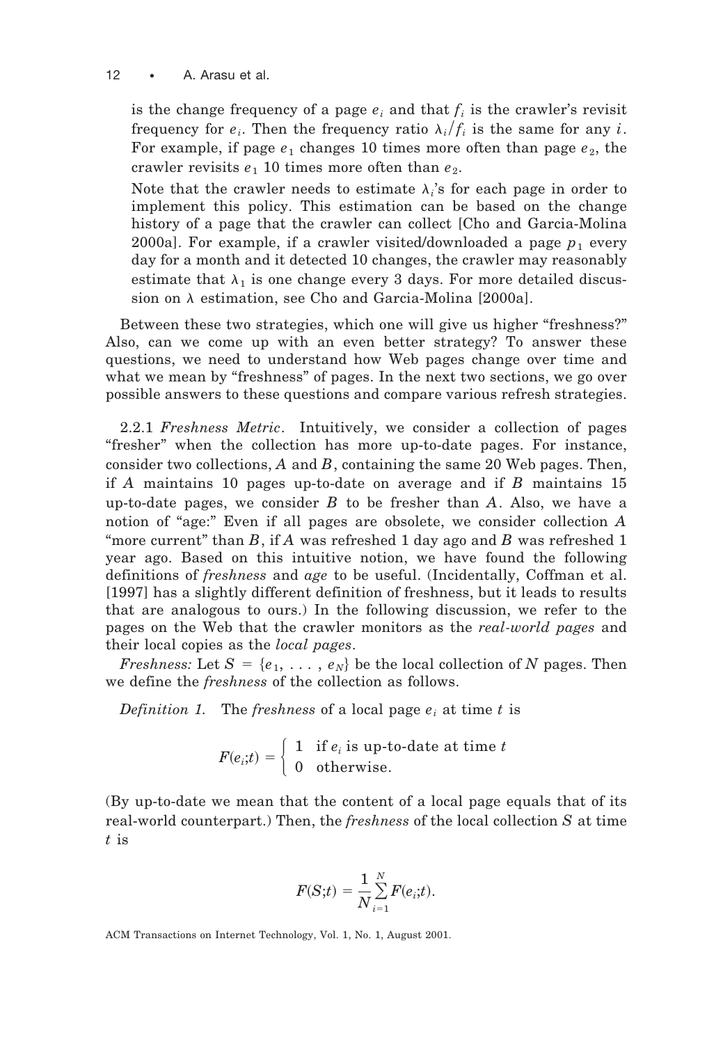is the change frequency of a page $e_i$ and that $f_i$ is the crawler's revisit frequency for $e_i$. Then the frequency ratio $\lambda_i/f_i$ is the same for any $i$. For example, if page $e_1$ changes 10 times more often than page $e_2$, the crawler revisits $e_1$ 10 times more often than $e_2$.

Note that the crawler needs to estimate $\lambda_i$'s for each page in order to implement this policy. This estimation can be based on the change history of a page that the crawler can collect [Cho and Garcia-Molina 2000a]. For example, if a crawler visited/downloaded a page $p_1$ every day for a month and it detected 10 changes, the crawler may reasonably estimate that $\lambda_1$ is one change every 3 days. For more detailed discussion on $\lambda$ estimation, see Cho and Garcia-Molina [2000a].

Between these two strategies, which one will give us higher "freshness?" Also, can we come up with an even better strategy? To answer these questions, we need to understand how Web pages change over time and what we mean by "freshness" of pages. In the next two sections, we go over possible answers to these questions and compare various refresh strategies.

2.2.1 *Freshness Metric*. Intuitively, we consider a collection of pages "fresher" when the collection has more up-to-date pages. For instance, consider two collections, $A$ and $B$, containing the same 20 Web pages. Then, if $A$ maintains 10 pages up-to-date on average and if $B$ maintains 15 up-to-date pages, we consider $B$ to be fresher than $A$. Also, we have a notion of "age:" Even if all pages are obsolete, we consider collection $A$ "more current" than $B$, if $A$ was refreshed 1 day ago and $B$ was refreshed 1 year ago. Based on this intuitive notion, we have found the following definitions of *freshness* and *age* to be useful. (Incidentally, Coffman et al. [1997] has a slightly different definition of freshness, but it leads to results that are analogous to ours.) In the following discussion, we refer to the pages on the Web that the crawler monitors as the *real-world pages* and their local copies as the *local pages*.

*Freshness:* Let $S = \{e_1, \ldots, e_N\}$ be the local collection of $N$ pages. Then we define the *freshness* of the collection as follows.

*Definition 1.* The *freshness* of a local page $e_i$ at time $t$ is

$$F(e_i;t) = \begin{cases} 1 & \text{if } e_i \text{ is up-to-date at time } t \\ 0 & \text{otherwise.} \end{cases}$$

(By up-to-date we mean that the content of a local page equals that of its real-world counterpart.) Then, the *freshness* of the local collection $S$ at time $t$ is

$$F(S;t) = \frac{1}{N}\sum_{i=1}^{N} F(e_i;t).$$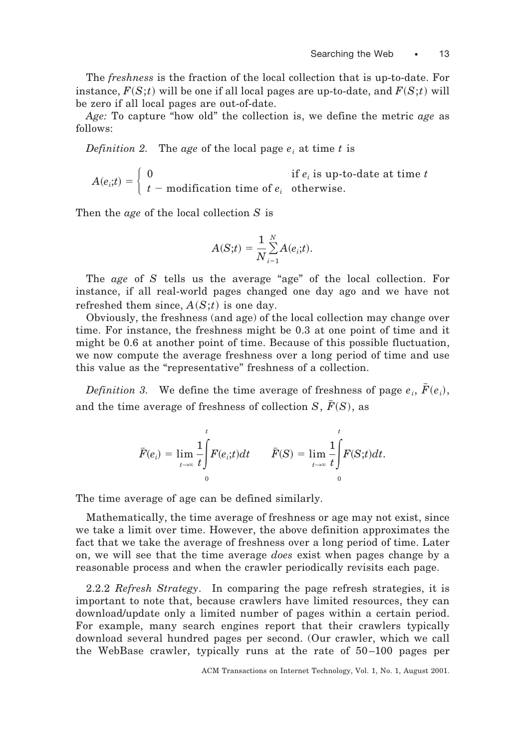The *freshness* is the fraction of the local collection that is up-to-date. For instance, $F(S;t)$ will be one if all local pages are up-to-date, and $F(S;t)$ will be zero if all local pages are out-of-date.

*Age:* To capture "how old" the collection is, we define the metric *age* as follows:

*Definition 2.* The *age* of the local page $e_i$ at time $t$ is

$$A(e_i;t) = \begin{cases} 0 & \text{if } e_i \text{ is up-to-date at time } t \\ t - \text{modification time of } e_i & \text{otherwise.} \end{cases}$$

Then the *age* of the local collection $S$ is

$$A(S;t) = \frac{1}{N} \sum_{i=1}^{N} A(e_i;t).$$

The *age* of $S$ tells us the average "age" of the local collection. For instance, if all real-world pages changed one day ago and we have not refreshed them since, $A(S;t)$ is one day.

Obviously, the freshness (and age) of the local collection may change over time. For instance, the freshness might be 0.3 at one point of time and it might be 0.6 at another point of time. Because of this possible fluctuation, we now compute the average freshness over a long period of time and use this value as the "representative" freshness of a collection.

*Definition 3.* We define the time average of freshness of page $e_i$, $\bar{F}(e_i)$, and the time average of freshness of collection $S$, $\bar{F}(S)$, as

$$\bar{F}(e_i) = \lim_{t \to \infty} \frac{1}{t} \int_0^t F(e_i;t)dt \qquad \bar{F}(S) = \lim_{t \to \infty} \frac{1}{t} \int_0^t F(S;t)dt.$$

The time average of age can be defined similarly.

Mathematically, the time average of freshness or age may not exist, since we take a limit over time. However, the above definition approximates the fact that we take the average of freshness over a long period of time. Later on, we will see that the time average *does* exist when pages change by a reasonable process and when the crawler periodically revisits each page.

2.2.2 *Refresh Strategy*. In comparing the page refresh strategies, it is important to note that, because crawlers have limited resources, they can download/update only a limited number of pages within a certain period. For example, many search engines report that their crawlers typically download several hundred pages per second. (Our crawler, which we call the WebBase crawler, typically runs at the rate of 50–100 pages per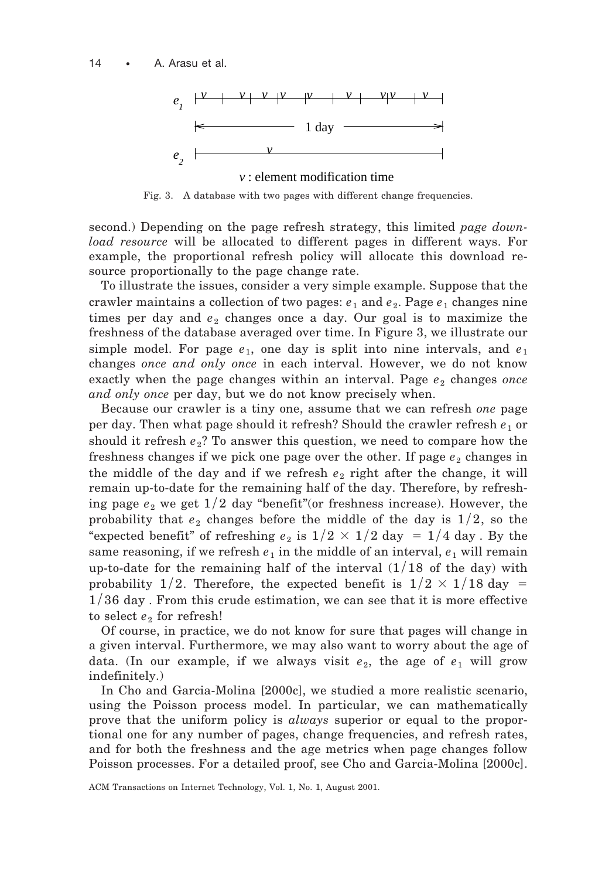$e_1$ | v | v | v | v | v | v | v v | v |

1 day

$e_2$ | v |

v : element modification time

Fig. 3. A database with two pages with different change frequencies.

second.) Depending on the page refresh strategy, this limited *page download resource* will be allocated to different pages in different ways. For example, the proportional refresh policy will allocate this download resource proportionally to the page change rate.

To illustrate the issues, consider a very simple example. Suppose that the crawler maintains a collection of two pages: $e_1$ and $e_2$. Page $e_1$ changes nine times per day and $e_2$ changes once a day. Our goal is to maximize the freshness of the database averaged over time. In Figure 3, we illustrate our simple model. For page $e_1$, one day is split into nine intervals, and $e_1$ changes *once and only once* in each interval. However, we do not know exactly when the page changes within an interval. Page $e_2$ changes *once and only once* per day, but we do not know precisely when.

Because our crawler is a tiny one, assume that we can refresh *one* page per day. Then what page should it refresh? Should the crawler refresh $e_1$ or should it refresh $e_2$? To answer this question, we need to compare how the freshness changes if we pick one page over the other. If page $e_2$ changes in the middle of the day and if we refresh $e_2$ right after the change, it will remain up-to-date for the remaining half of the day. Therefore, by refreshing page $e_2$ we get $1/2$ day "benefit"(or freshness increase). However, the probability that $e_2$ changes before the middle of the day is $1/2$, so the "expected benefit" of refreshing $e_2$ is $1/2 \times 1/2$ day $= 1/4$ day. By the same reasoning, if we refresh $e_1$ in the middle of an interval, $e_1$ will remain up-to-date for the remaining half of the interval ($1/18$ of the day) with probability $1/2$. Therefore, the expected benefit is $1/2 \times 1/18$ day $=$ $1/36$ day. From this crude estimation, we can see that it is more effective to select $e_2$ for refresh!

Of course, in practice, we do not know for sure that pages will change in a given interval. Furthermore, we may also want to worry about the age of data. (In our example, if we always visit $e_2$, the age of $e_1$ will grow indefinitely.)

In Cho and Garcia-Molina [2000c], we studied a more realistic scenario, using the Poisson process model. In particular, we can mathematically prove that the uniform policy is *always* superior or equal to the proportional one for any number of pages, change frequencies, and refresh rates, and for both the freshness and the age metrics when page changes follow Poisson processes. For a detailed proof, see Cho and Garcia-Molina [2000c].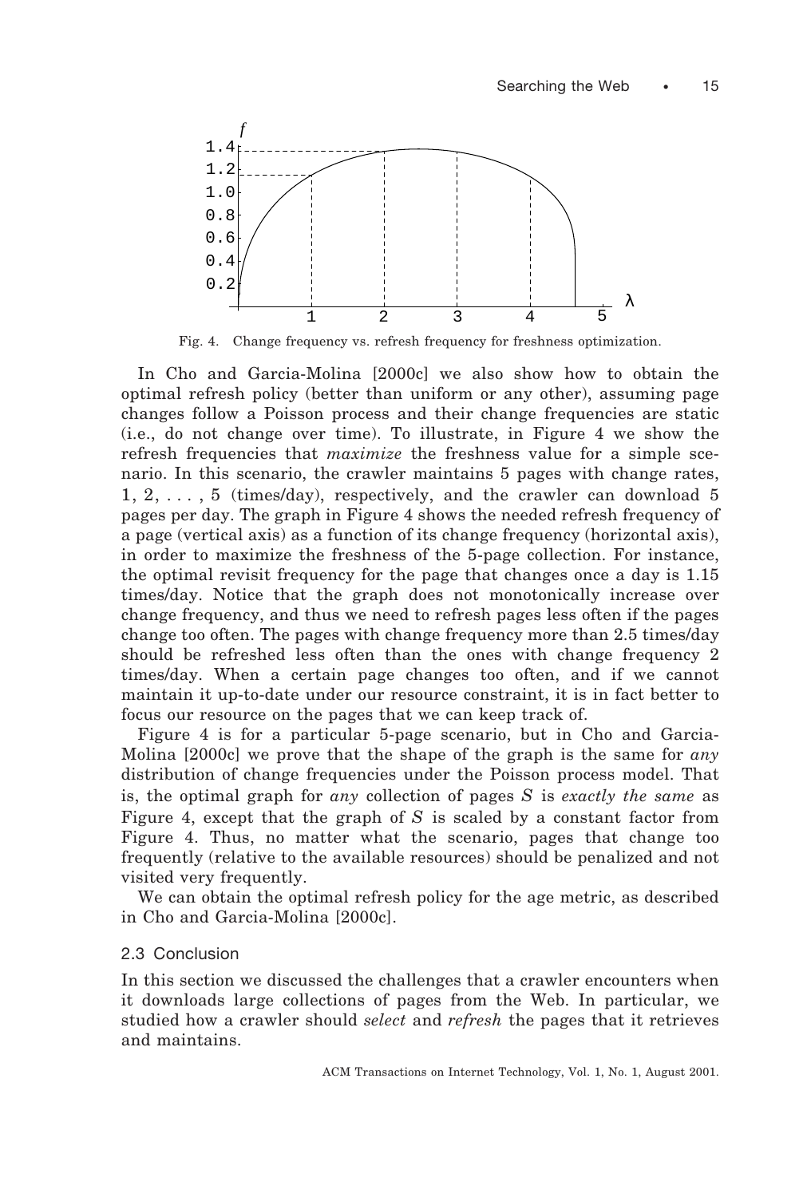Fig. 4. Change frequency vs. refresh frequency for freshness optimization.

In Cho and Garcia-Molina [2000c] we also show how to obtain the optimal refresh policy (better than uniform or any other), assuming page changes follow a Poisson process and their change frequencies are static (i.e., do not change over time). To illustrate, in Figure 4 we show the refresh frequencies that *maximize* the freshness value for a simple scenario. In this scenario, the crawler maintains 5 pages with change rates, 1, 2, . . . , 5 (times/day), respectively, and the crawler can download 5 pages per day. The graph in Figure 4 shows the needed refresh frequency of a page (vertical axis) as a function of its change frequency (horizontal axis), in order to maximize the freshness of the 5-page collection. For instance, the optimal revisit frequency for the page that changes once a day is 1.15 times/day. Notice that the graph does not monotonically increase over change frequency, and thus we need to refresh pages less often if the pages change too often. The pages with change frequency more than 2.5 times/day should be refreshed less often than the ones with change frequency 2 times/day. When a certain page changes too often, and if we cannot maintain it up-to-date under our resource constraint, it is in fact better to focus our resource on the pages that we can keep track of.

Figure 4 is for a particular 5-page scenario, but in Cho and Garcia-Molina [2000c] we prove that the shape of the graph is the same for *any* distribution of change frequencies under the Poisson process model. That is, the optimal graph for *any* collection of pages $S$ is *exactly the same* as Figure 4, except that the graph of $S$ is scaled by a constant factor from Figure 4. Thus, no matter what the scenario, pages that change too frequently (relative to the available resources) should be penalized and not visited very frequently.

We can obtain the optimal refresh policy for the age metric, as described in Cho and Garcia-Molina [2000c].

## 2.3 Conclusion

In this section we discussed the challenges that a crawler encounters when it downloads large collections of pages from the Web. In particular, we studied how a crawler should *select* and *refresh* the pages that it retrieves and maintains.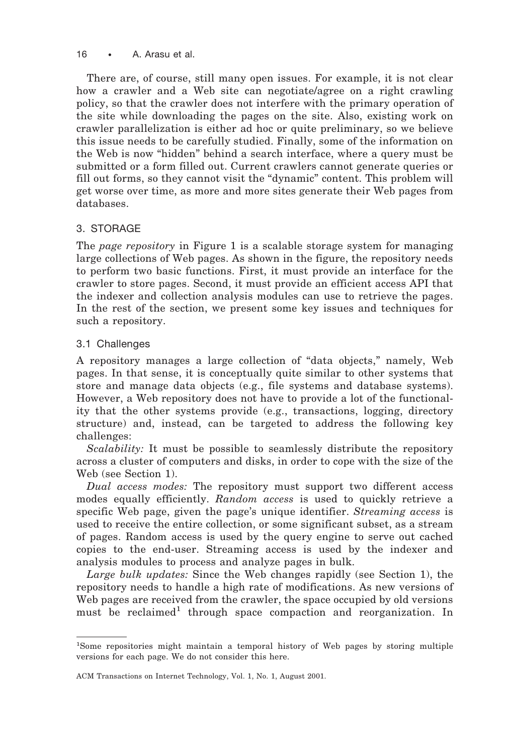There are, of course, still many open issues. For example, it is not clear how a crawler and a Web site can negotiate/agree on a right crawling policy, so that the crawler does not interfere with the primary operation of the site while downloading the pages on the site. Also, existing work on crawler parallelization is either ad hoc or quite preliminary, so we believe this issue needs to be carefully studied. Finally, some of the information on the Web is now "hidden" behind a search interface, where a query must be submitted or a form filled out. Current crawlers cannot generate queries or fill out forms, so they cannot visit the "dynamic" content. This problem will get worse over time, as more and more sites generate their Web pages from databases.

## 3. STORAGE

The *page repository* in Figure 1 is a scalable storage system for managing large collections of Web pages. As shown in the figure, the repository needs to perform two basic functions. First, it must provide an interface for the crawler to store pages. Second, it must provide an efficient access API that the indexer and collection analysis modules can use to retrieve the pages. In the rest of the section, we present some key issues and techniques for such a repository.

### 3.1 Challenges

A repository manages a large collection of "data objects," namely, Web pages. In that sense, it is conceptually quite similar to other systems that store and manage data objects (e.g., file systems and database systems). However, a Web repository does not have to provide a lot of the functionality that the other systems provide (e.g., transactions, logging, directory structure) and, instead, can be targeted to address the following key challenges:

*Scalability:* It must be possible to seamlessly distribute the repository across a cluster of computers and disks, in order to cope with the size of the Web (see Section 1).

*Dual access modes:* The repository must support two different access modes equally efficiently. *Random access* is used to quickly retrieve a specific Web page, given the page's unique identifier. *Streaming access* is used to receive the entire collection, or some significant subset, as a stream of pages. Random access is used by the query engine to serve out cached copies to the end-user. Streaming access is used by the indexer and analysis modules to process and analyze pages in bulk.

*Large bulk updates:* Since the Web changes rapidly (see Section 1), the repository needs to handle a high rate of modifications. As new versions of Web pages are received from the crawler, the space occupied by old versions must be reclaimed[1] through space compaction and reorganization. In

[1]Some repositories might maintain a temporal history of Web pages by storing multiple versions for each page. We do not consider this here.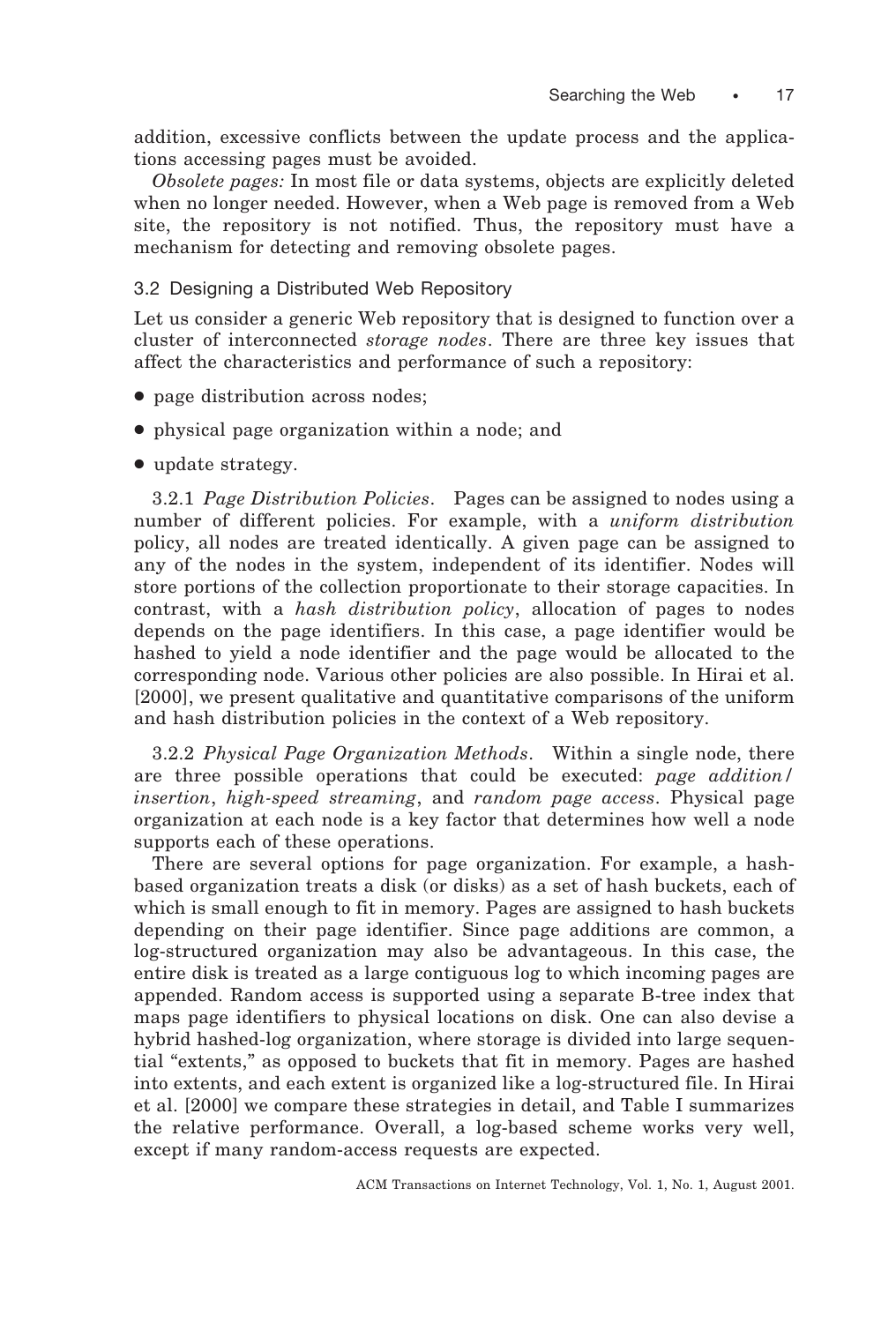addition, excessive conflicts between the update process and the applications accessing pages must be avoided.

*Obsolete pages:* In most file or data systems, objects are explicitly deleted when no longer needed. However, when a Web page is removed from a Web site, the repository is not notified. Thus, the repository must have a mechanism for detecting and removing obsolete pages.

### 3.2 Designing a Distributed Web Repository

Let us consider a generic Web repository that is designed to function over a cluster of interconnected *storage nodes*. There are three key issues that affect the characteristics and performance of such a repository:

- page distribution across nodes;
- physical page organization within a node; and
- update strategy.

3.2.1 *Page Distribution Policies*. Pages can be assigned to nodes using a number of different policies. For example, with a *uniform distribution* policy, all nodes are treated identically. A given page can be assigned to any of the nodes in the system, independent of its identifier. Nodes will store portions of the collection proportionate to their storage capacities. In contrast, with a *hash distribution policy*, allocation of pages to nodes depends on the page identifiers. In this case, a page identifier would be hashed to yield a node identifier and the page would be allocated to the corresponding node. Various other policies are also possible. In Hirai et al. [2000], we present qualitative and quantitative comparisons of the uniform and hash distribution policies in the context of a Web repository.

3.2.2 *Physical Page Organization Methods*. Within a single node, there are three possible operations that could be executed: *page addition/insertion*, *high-speed streaming*, and *random page access*. Physical page organization at each node is a key factor that determines how well a node supports each of these operations.

There are several options for page organization. For example, a hash-based organization treats a disk (or disks) as a set of hash buckets, each of which is small enough to fit in memory. Pages are assigned to hash buckets depending on their page identifier. Since page additions are common, a log-structured organization may also be advantageous. In this case, the entire disk is treated as a large contiguous log to which incoming pages are appended. Random access is supported using a separate B-tree index that maps page identifiers to physical locations on disk. One can also devise a hybrid hashed-log organization, where storage is divided into large sequential "extents," as opposed to buckets that fit in memory. Pages are hashed into extents, and each extent is organized like a log-structured file. In Hirai et al. [2000] we compare these strategies in detail, and Table I summarizes the relative performance. Overall, a log-based scheme works very well, except if many random-access requests are expected.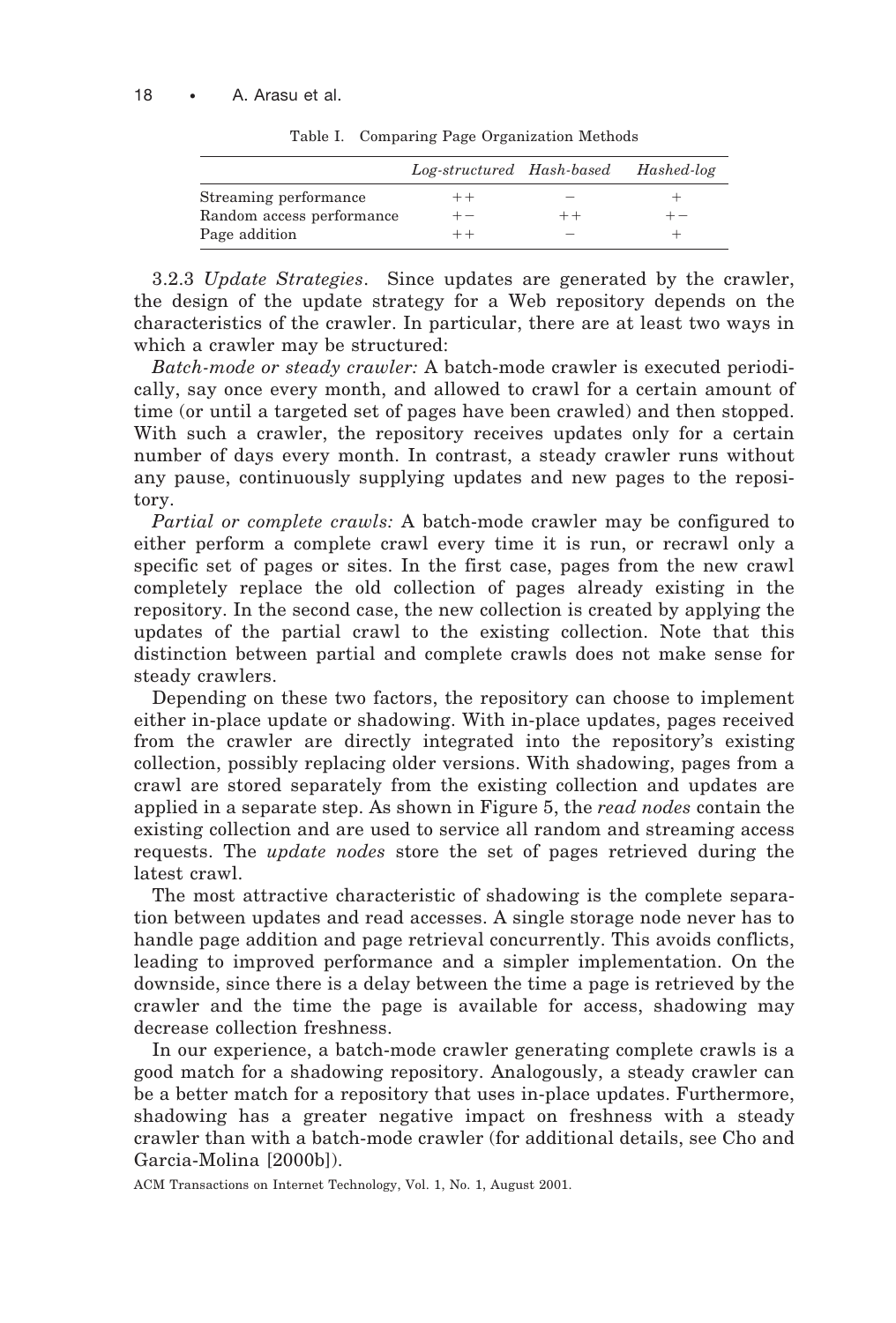Table I. Comparing Page Organization Methods

| | *Log-structured* | *Hash-based* | *Hashed-log* |
|---|---|---|---|
| Streaming performance | ++ | − | + |
| Random access performance | +− | ++ | +− |
| Page addition | ++ | − | + |

3.2.3 *Update Strategies.* Since updates are generated by the crawler, the design of the update strategy for a Web repository depends on the characteristics of the crawler. In particular, there are at least two ways in which a crawler may be structured:

*Batch-mode or steady crawler:* A batch-mode crawler is executed periodically, say once every month, and allowed to crawl for a certain amount of time (or until a targeted set of pages have been crawled) and then stopped. With such a crawler, the repository receives updates only for a certain number of days every month. In contrast, a steady crawler runs without any pause, continuously supplying updates and new pages to the repository.

*Partial or complete crawls:* A batch-mode crawler may be configured to either perform a complete crawl every time it is run, or recrawl only a specific set of pages or sites. In the first case, pages from the new crawl completely replace the old collection of pages already existing in the repository. In the second case, the new collection is created by applying the updates of the partial crawl to the existing collection. Note that this distinction between partial and complete crawls does not make sense for steady crawlers.

Depending on these two factors, the repository can choose to implement either in-place update or shadowing. With in-place updates, pages received from the crawler are directly integrated into the repository's existing collection, possibly replacing older versions. With shadowing, pages from a crawl are stored separately from the existing collection and updates are applied in a separate step. As shown in Figure 5, the *read nodes* contain the existing collection and are used to service all random and streaming access requests. The *update nodes* store the set of pages retrieved during the latest crawl.

The most attractive characteristic of shadowing is the complete separation between updates and read accesses. A single storage node never has to handle page addition and page retrieval concurrently. This avoids conflicts, leading to improved performance and a simpler implementation. On the downside, since there is a delay between the time a page is retrieved by the crawler and the time the page is available for access, shadowing may decrease collection freshness.

In our experience, a batch-mode crawler generating complete crawls is a good match for a shadowing repository. Analogously, a steady crawler can be a better match for a repository that uses in-place updates. Furthermore, shadowing has a greater negative impact on freshness with a steady crawler than with a batch-mode crawler (for additional details, see Cho and Garcia-Molina [2000b]).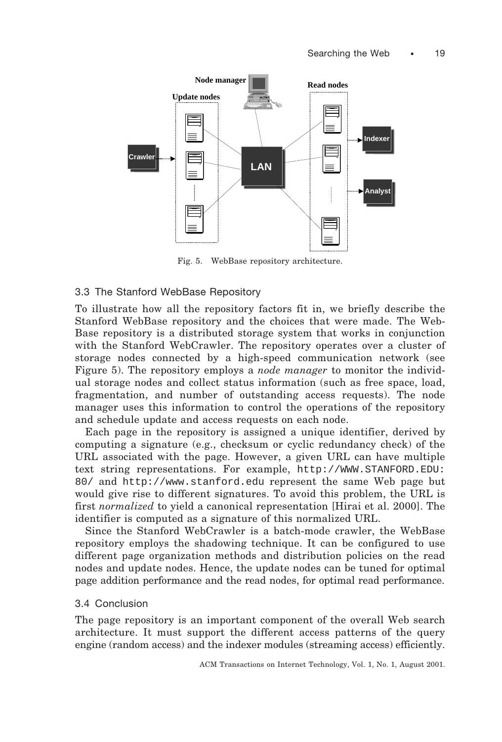Node manager

Update nodes

Read nodes

Crawler

LAN

Indexer

Analyst

Fig. 5. WebBase repository architecture.

### 3.3 The Stanford WebBase Repository

To illustrate how all the repository factors fit in, we briefly describe the Stanford WebBase repository and the choices that were made. The WebBase repository is a distributed storage system that works in conjunction with the Stanford WebCrawler. The repository operates over a cluster of storage nodes connected by a high-speed communication network (see Figure 5). The repository employs a *node manager* to monitor the individual storage nodes and collect status information (such as free space, load, fragmentation, and number of outstanding access requests). The node manager uses this information to control the operations of the repository and schedule update and access requests on each node.

Each page in the repository is assigned a unique identifier, derived by computing a signature (e.g., checksum or cyclic redundancy check) of the URL associated with the page. However, a given URL can have multiple text string representations. For example, `http://WWW.STANFORD.EDU:80/` and `http://www.stanford.edu` represent the same Web page but would give rise to different signatures. To avoid this problem, the URL is first *normalized* to yield a canonical representation [Hirai et al. 2000]. The identifier is computed as a signature of this normalized URL.

Since the Stanford WebCrawler is a batch-mode crawler, the WebBase repository employs the shadowing technique. It can be configured to use different page organization methods and distribution policies on the read nodes and update nodes. Hence, the update nodes can be tuned for optimal page addition performance and the read nodes, for optimal read performance.

### 3.4 Conclusion

The page repository is an important component of the overall Web search architecture. It must support the different access patterns of the query engine (random access) and the indexer modules (streaming access) efficiently.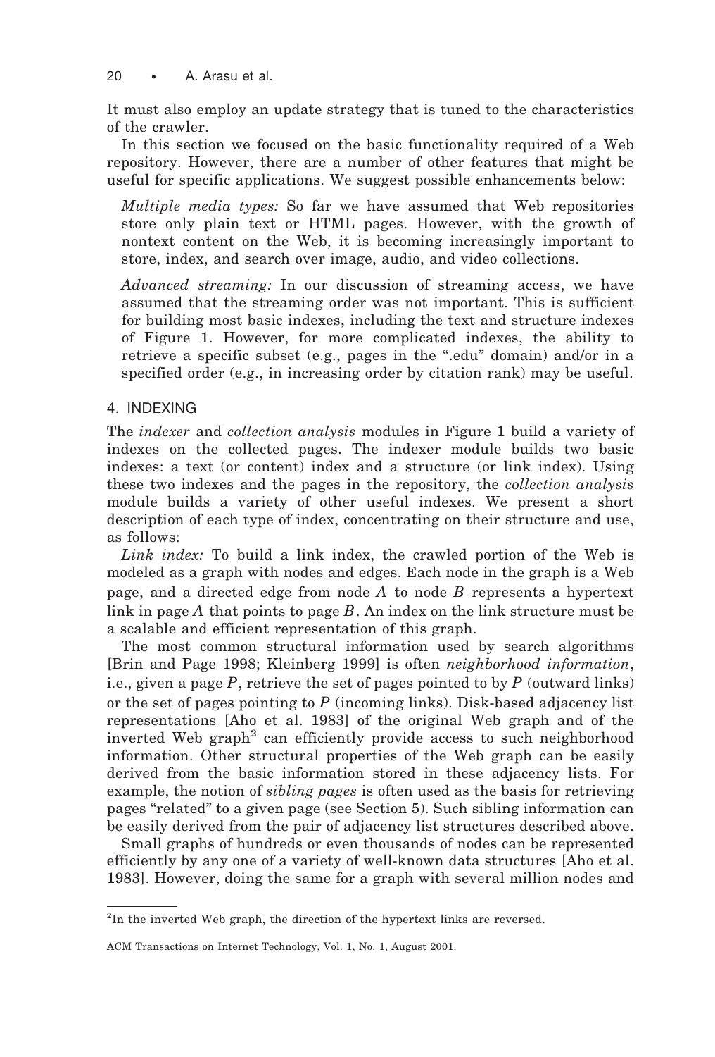It must also employ an update strategy that is tuned to the characteristics of the crawler.

In this section we focused on the basic functionality required of a Web repository. However, there are a number of other features that might be useful for specific applications. We suggest possible enhancements below:

*Multiple media types:* So far we have assumed that Web repositories store only plain text or HTML pages. However, with the growth of nontext content on the Web, it is becoming increasingly important to store, index, and search over image, audio, and video collections.

*Advanced streaming:* In our discussion of streaming access, we have assumed that the streaming order was not important. This is sufficient for building most basic indexes, including the text and structure indexes of Figure 1. However, for more complicated indexes, the ability to retrieve a specific subset (e.g., pages in the ".edu" domain) and/or in a specified order (e.g., in increasing order by citation rank) may be useful.

## 4. INDEXING

The *indexer* and *collection analysis* modules in Figure 1 build a variety of indexes on the collected pages. The indexer module builds two basic indexes: a text (or content) index and a structure (or link index). Using these two indexes and the pages in the repository, the *collection analysis* module builds a variety of other useful indexes. We present a short description of each type of index, concentrating on their structure and use, as follows:

*Link index:* To build a link index, the crawled portion of the Web is modeled as a graph with nodes and edges. Each node in the graph is a Web page, and a directed edge from node $A$ to node $B$ represents a hypertext link in page $A$ that points to page $B$. An index on the link structure must be a scalable and efficient representation of this graph.

The most common structural information used by search algorithms [Brin and Page 1998; Kleinberg 1999] is often *neighborhood information*, i.e., given a page $P$, retrieve the set of pages pointed to by $P$ (outward links) or the set of pages pointing to $P$ (incoming links). Disk-based adjacency list representations [Aho et al. 1983] of the original Web graph and of the inverted Web graph[2] can efficiently provide access to such neighborhood information. Other structural properties of the Web graph can be easily derived from the basic information stored in these adjacency lists. For example, the notion of *sibling pages* is often used as the basis for retrieving pages "related" to a given page (see Section 5). Such sibling information can be easily derived from the pair of adjacency list structures described above.

Small graphs of hundreds or even thousands of nodes can be represented efficiently by any one of a variety of well-known data structures [Aho et al. 1983]. However, doing the same for a graph with several million nodes and

[2]In the inverted Web graph, the direction of the hypertext links are reversed.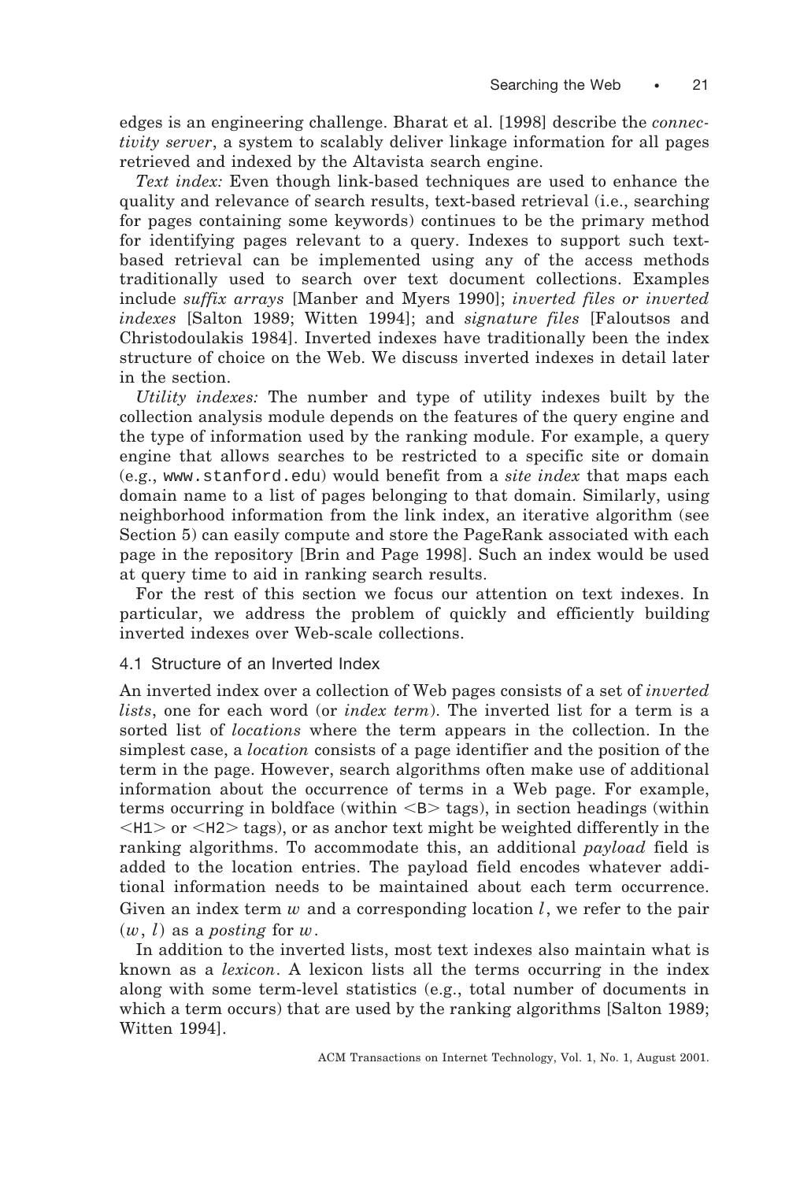edges is an engineering challenge. Bharat et al. [1998] describe the *connectivity server*, a system to scalably deliver linkage information for all pages retrieved and indexed by the Altavista search engine.

*Text index:* Even though link-based techniques are used to enhance the quality and relevance of search results, text-based retrieval (i.e., searching for pages containing some keywords) continues to be the primary method for identifying pages relevant to a query. Indexes to support such text-based retrieval can be implemented using any of the access methods traditionally used to search over text document collections. Examples include *suffix arrays* [Manber and Myers 1990]; *inverted files or inverted indexes* [Salton 1989; Witten 1994]; and *signature files* [Faloutsos and Christodoulakis 1984]. Inverted indexes have traditionally been the index structure of choice on the Web. We discuss inverted indexes in detail later in the section.

*Utility indexes:* The number and type of utility indexes built by the collection analysis module depends on the features of the query engine and the type of information used by the ranking module. For example, a query engine that allows searches to be restricted to a specific site or domain (e.g., `www.stanford.edu`) would benefit from a *site index* that maps each domain name to a list of pages belonging to that domain. Similarly, using neighborhood information from the link index, an iterative algorithm (see Section 5) can easily compute and store the PageRank associated with each page in the repository [Brin and Page 1998]. Such an index would be used at query time to aid in ranking search results.

For the rest of this section we focus our attention on text indexes. In particular, we address the problem of quickly and efficiently building inverted indexes over Web-scale collections.

### 4.1 Structure of an Inverted Index

An inverted index over a collection of Web pages consists of a set of *inverted lists*, one for each word (or *index term*). The inverted list for a term is a sorted list of *locations* where the term appears in the collection. In the simplest case, a *location* consists of a page identifier and the position of the term in the page. However, search algorithms often make use of additional information about the occurrence of terms in a Web page. For example, terms occurring in boldface (within <B> tags), in section headings (within <H1> or <H2> tags), or as anchor text might be weighted differently in the ranking algorithms. To accommodate this, an additional *payload* field is added to the location entries. The payload field encodes whatever additional information needs to be maintained about each term occurrence. Given an index term $w$ and a corresponding location $l$, we refer to the pair $(w, l)$ as a *posting* for $w$.

In addition to the inverted lists, most text indexes also maintain what is known as a *lexicon*. A lexicon lists all the terms occurring in the index along with some term-level statistics (e.g., total number of documents in which a term occurs) that are used by the ranking algorithms [Salton 1989; Witten 1994].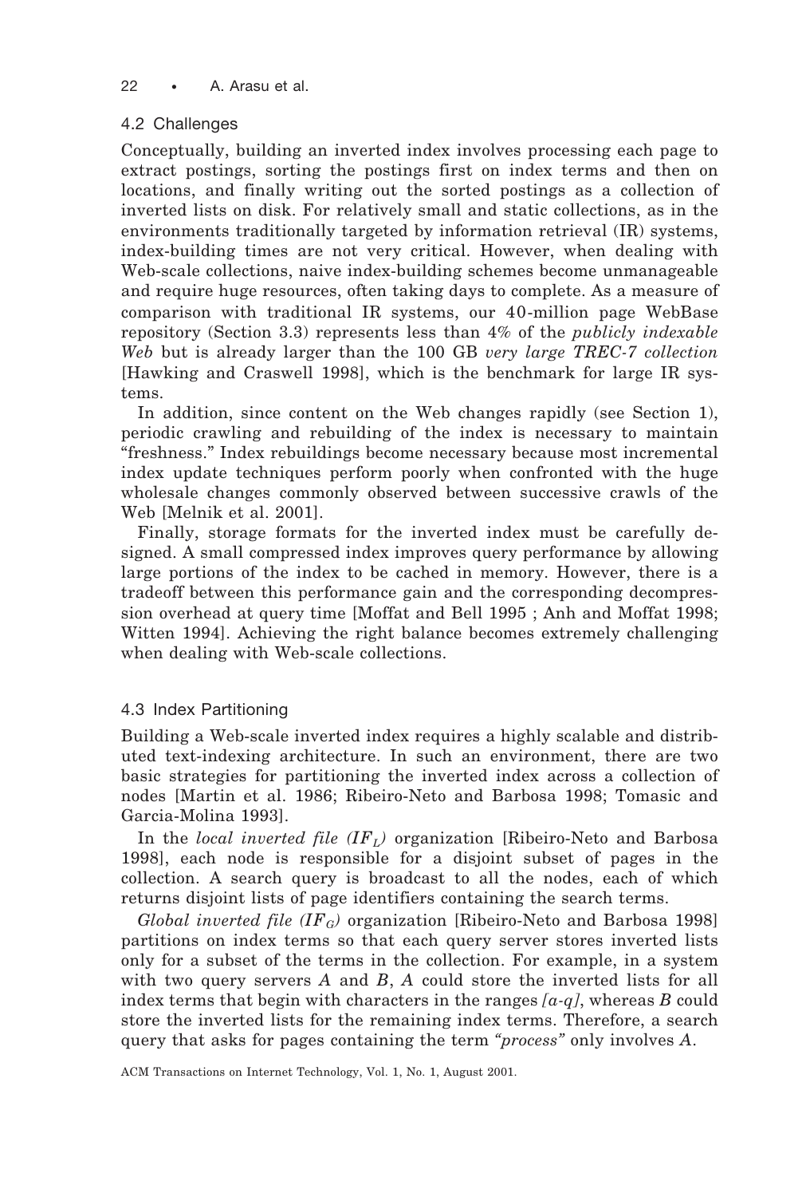### 4.2 Challenges

Conceptually, building an inverted index involves processing each page to extract postings, sorting the postings first on index terms and then on locations, and finally writing out the sorted postings as a collection of inverted lists on disk. For relatively small and static collections, as in the environments traditionally targeted by information retrieval (IR) systems, index-building times are not very critical. However, when dealing with Web-scale collections, naive index-building schemes become unmanageable and require huge resources, often taking days to complete. As a measure of comparison with traditional IR systems, our 40-million page WebBase repository (Section 3.3) represents less than 4% of the *publicly indexable Web* but is already larger than the 100 GB *very large TREC-7 collection* [Hawking and Craswell 1998], which is the benchmark for large IR systems.

In addition, since content on the Web changes rapidly (see Section 1), periodic crawling and rebuilding of the index is necessary to maintain "freshness." Index rebuildings become necessary because most incremental index update techniques perform poorly when confronted with the huge wholesale changes commonly observed between successive crawls of the Web [Melnik et al. 2001].

Finally, storage formats for the inverted index must be carefully designed. A small compressed index improves query performance by allowing large portions of the index to be cached in memory. However, there is a tradeoff between this performance gain and the corresponding decompression overhead at query time [Moffat and Bell 1995 ; Anh and Moffat 1998; Witten 1994]. Achieving the right balance becomes extremely challenging when dealing with Web-scale collections.

### 4.3 Index Partitioning

Building a Web-scale inverted index requires a highly scalable and distributed text-indexing architecture. In such an environment, there are two basic strategies for partitioning the inverted index across a collection of nodes [Martin et al. 1986; Ribeiro-Neto and Barbosa 1998; Tomasic and Garcia-Molina 1993].

In the *local inverted file* ($IF_L$) organization [Ribeiro-Neto and Barbosa 1998], each node is responsible for a disjoint subset of pages in the collection. A search query is broadcast to all the nodes, each of which returns disjoint lists of page identifiers containing the search terms.

*Global inverted file* ($IF_G$) organization [Ribeiro-Neto and Barbosa 1998] partitions on index terms so that each query server stores inverted lists only for a subset of the terms in the collection. For example, in a system with two query servers $A$ and $B$, $A$ could store the inverted lists for all index terms that begin with characters in the ranges *[a-q]*, whereas $B$ could store the inverted lists for the remaining index terms. Therefore, a search query that asks for pages containing the term *"process"* only involves $A$.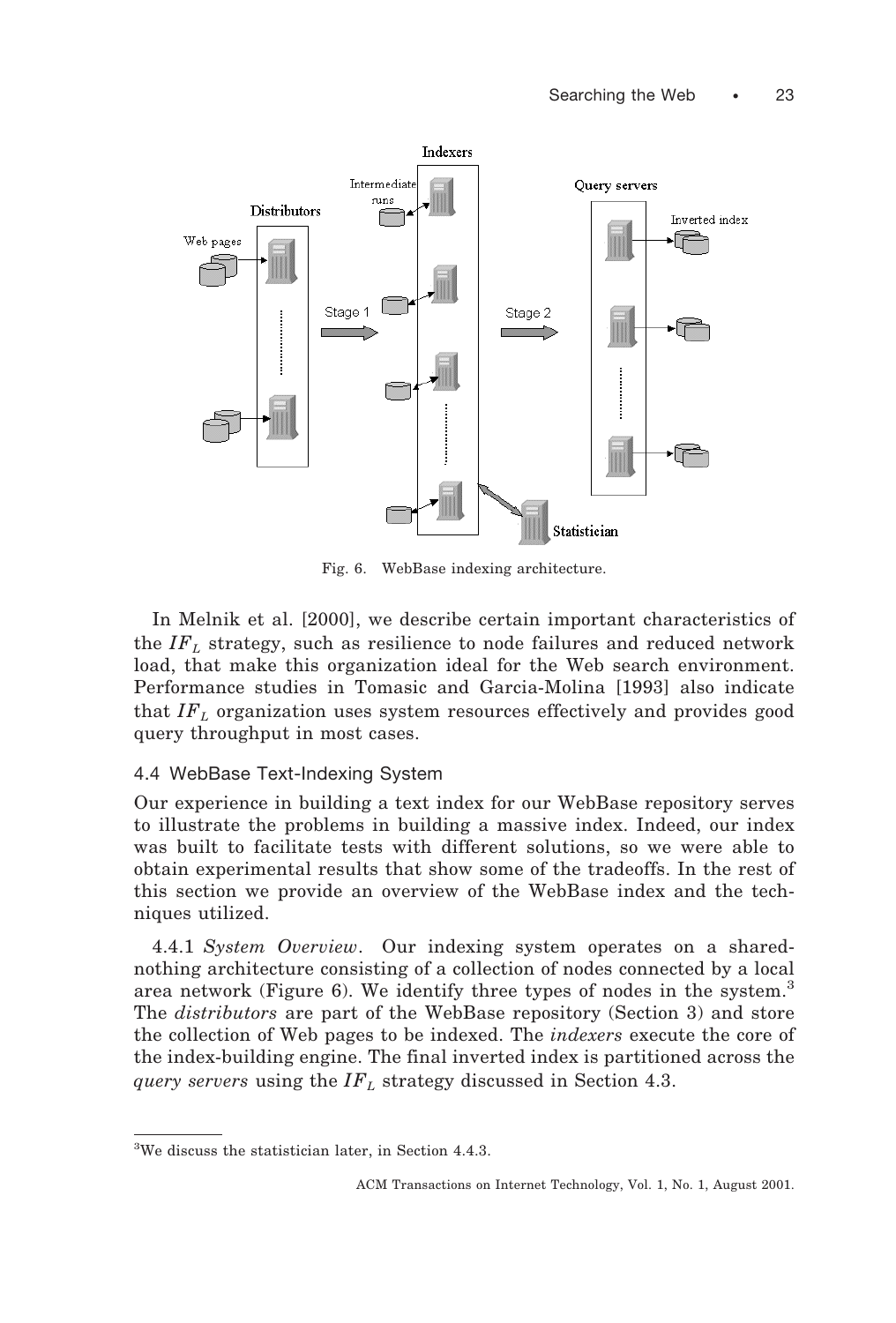Indexers

Intermediate runs

Query servers

Distributors

Inverted index

Web pages

Stage 1

Stage 2

Statistician

Fig. 6. WebBase indexing architecture.

In Melnik et al. [2000], we describe certain important characteristics of the $IF_L$ strategy, such as resilience to node failures and reduced network load, that make this organization ideal for the Web search environment. Performance studies in Tomasic and Garcia-Molina [1993] also indicate that $IF_L$ organization uses system resources effectively and provides good query throughput in most cases.

### 4.4 WebBase Text-Indexing System

Our experience in building a text index for our WebBase repository serves to illustrate the problems in building a massive index. Indeed, our index was built to facilitate tests with different solutions, so we were able to obtain experimental results that show some of the tradeoffs. In the rest of this section we provide an overview of the WebBase index and the techniques utilized.

4.4.1 *System Overview*. Our indexing system operates on a shared-nothing architecture consisting of a collection of nodes connected by a local area network (Figure 6). We identify three types of nodes in the system.[3] The *distributors* are part of the WebBase repository (Section 3) and store the collection of Web pages to be indexed. The *indexers* execute the core of the index-building engine. The final inverted index is partitioned across the *query servers* using the $IF_L$ strategy discussed in Section 4.3.

[3] We discuss the statistician later, in Section 4.4.3.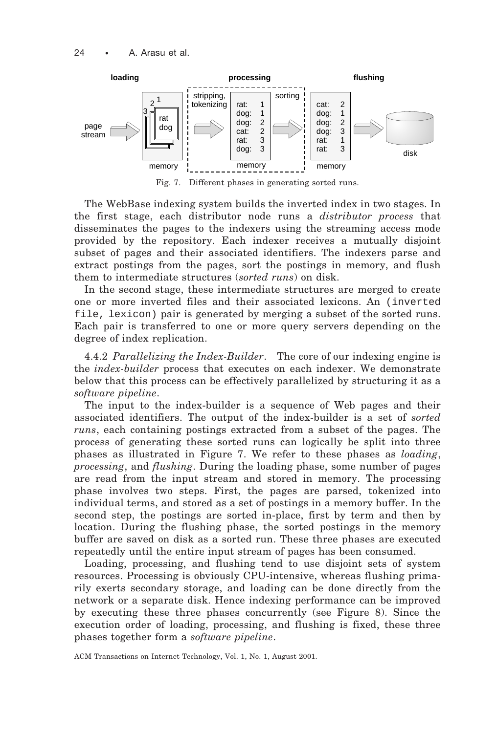loading

processing

flushing

page stream

3 2 1

rat dog

memory

stripping, tokenizing

rat: 1
dog: 1
dog: 2
cat: 2
rat: 3
dog: 3

memory

sorting

cat: 2
dog: 1
dog: 2
dog: 3
rat: 1
rat: 3

memory

disk

Fig. 7. Different phases in generating sorted runs.

The WebBase indexing system builds the inverted index in two stages. In the first stage, each distributor node runs a *distributor process* that disseminates the pages to the indexers using the streaming access mode provided by the repository. Each indexer receives a mutually disjoint subset of pages and their associated identifiers. The indexers parse and extract postings from the pages, sort the postings in memory, and flush them to intermediate structures (*sorted runs*) on disk.

In the second stage, these intermediate structures are merged to create one or more inverted files and their associated lexicons. An `(inverted file, lexicon)` pair is generated by merging a subset of the sorted runs. Each pair is transferred to one or more query servers depending on the degree of index replication.

4.4.2 *Parallelizing the Index-Builder*. The core of our indexing engine is the *index-builder* process that executes on each indexer. We demonstrate below that this process can be effectively parallelized by structuring it as a *software pipeline*.

The input to the index-builder is a sequence of Web pages and their associated identifiers. The output of the index-builder is a set of *sorted runs*, each containing postings extracted from a subset of the pages. The process of generating these sorted runs can logically be split into three phases as illustrated in Figure 7. We refer to these phases as *loading*, *processing*, and *flushing*. During the loading phase, some number of pages are read from the input stream and stored in memory. The processing phase involves two steps. First, the pages are parsed, tokenized into individual terms, and stored as a set of postings in a memory buffer. In the second step, the postings are sorted in-place, first by term and then by location. During the flushing phase, the sorted postings in the memory buffer are saved on disk as a sorted run. These three phases are executed repeatedly until the entire input stream of pages has been consumed.

Loading, processing, and flushing tend to use disjoint sets of system resources. Processing is obviously CPU-intensive, whereas flushing primarily exerts secondary storage, and loading can be done directly from the network or a separate disk. Hence indexing performance can be improved by executing these three phases concurrently (see Figure 8). Since the execution order of loading, processing, and flushing is fixed, these three phases together form a *software pipeline*.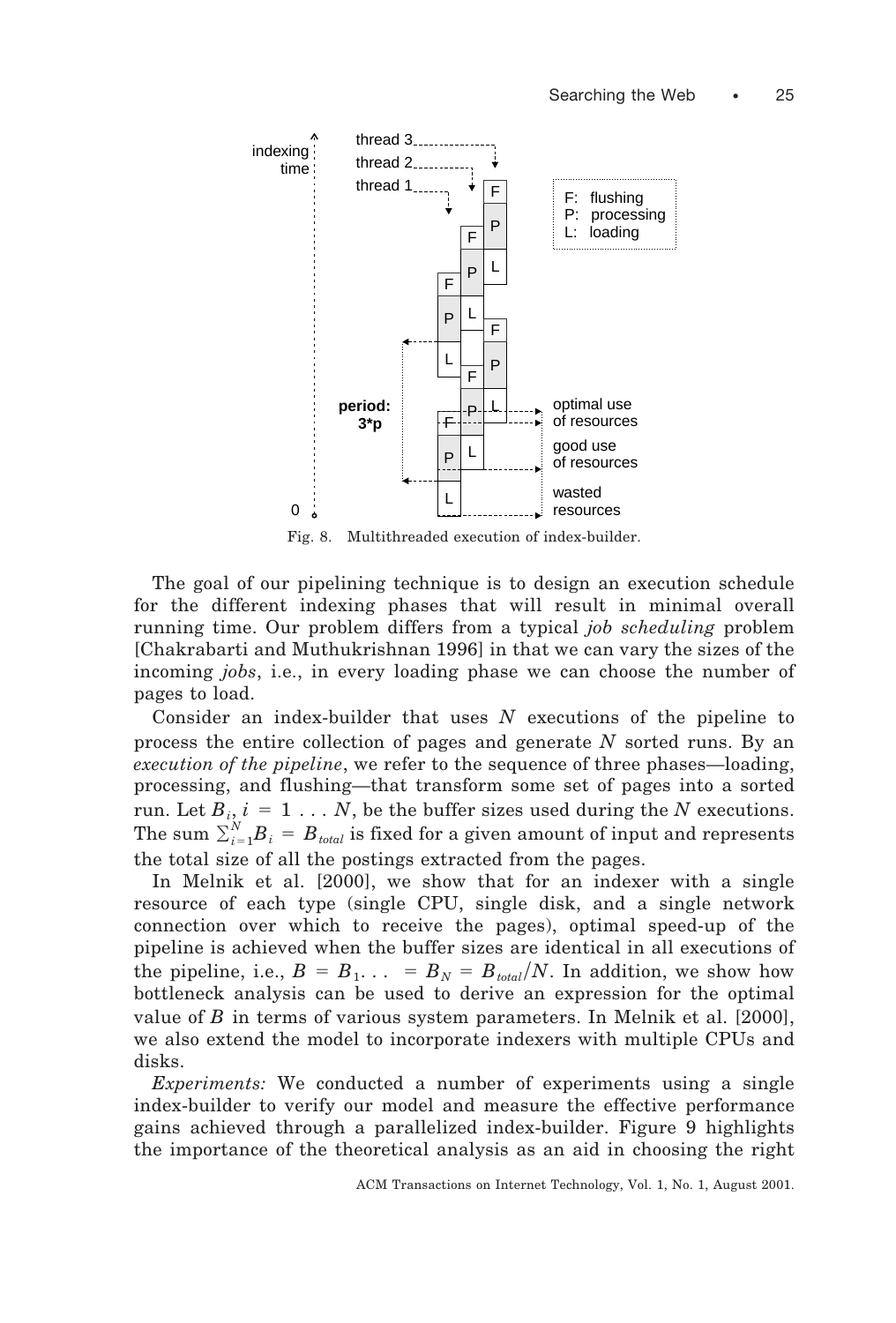indexing time

thread 3

thread 2

thread 1

F: flushing
P: processing
L: loading

period: 3*p

optimal use of resources

good use of resources

wasted resources

0

Fig. 8. Multithreaded execution of index-builder.

The goal of our pipelining technique is to design an execution schedule for the different indexing phases that will result in minimal overall running time. Our problem differs from a typical *job scheduling* problem [Chakrabarti and Muthukrishnan 1996] in that we can vary the sizes of the incoming *jobs*, i.e., in every loading phase we can choose the number of pages to load.

Consider an index-builder that uses $N$ executions of the pipeline to process the entire collection of pages and generate $N$ sorted runs. By an *execution of the pipeline*, we refer to the sequence of three phases—loading, processing, and flushing—that transform some set of pages into a sorted run. Let $B_i$, $i = 1 \ldots N$, be the buffer sizes used during the $N$ executions. The sum $\sum_{i=1}^{N} B_i = B_{total}$ is fixed for a given amount of input and represents the total size of all the postings extracted from the pages.

In Melnik et al. [2000], we show that for an indexer with a single resource of each type (single CPU, single disk, and a single network connection over which to receive the pages), optimal speed-up of the pipeline is achieved when the buffer sizes are identical in all executions of the pipeline, i.e., $B = B_1 \ldots = B_N = B_{total}/N$. In addition, we show how bottleneck analysis can be used to derive an expression for the optimal value of $B$ in terms of various system parameters. In Melnik et al. [2000], we also extend the model to incorporate indexers with multiple CPUs and disks.

*Experiments:* We conducted a number of experiments using a single index-builder to verify our model and measure the effective performance gains achieved through a parallelized index-builder. Figure 9 highlights the importance of the theoretical analysis as an aid in choosing the right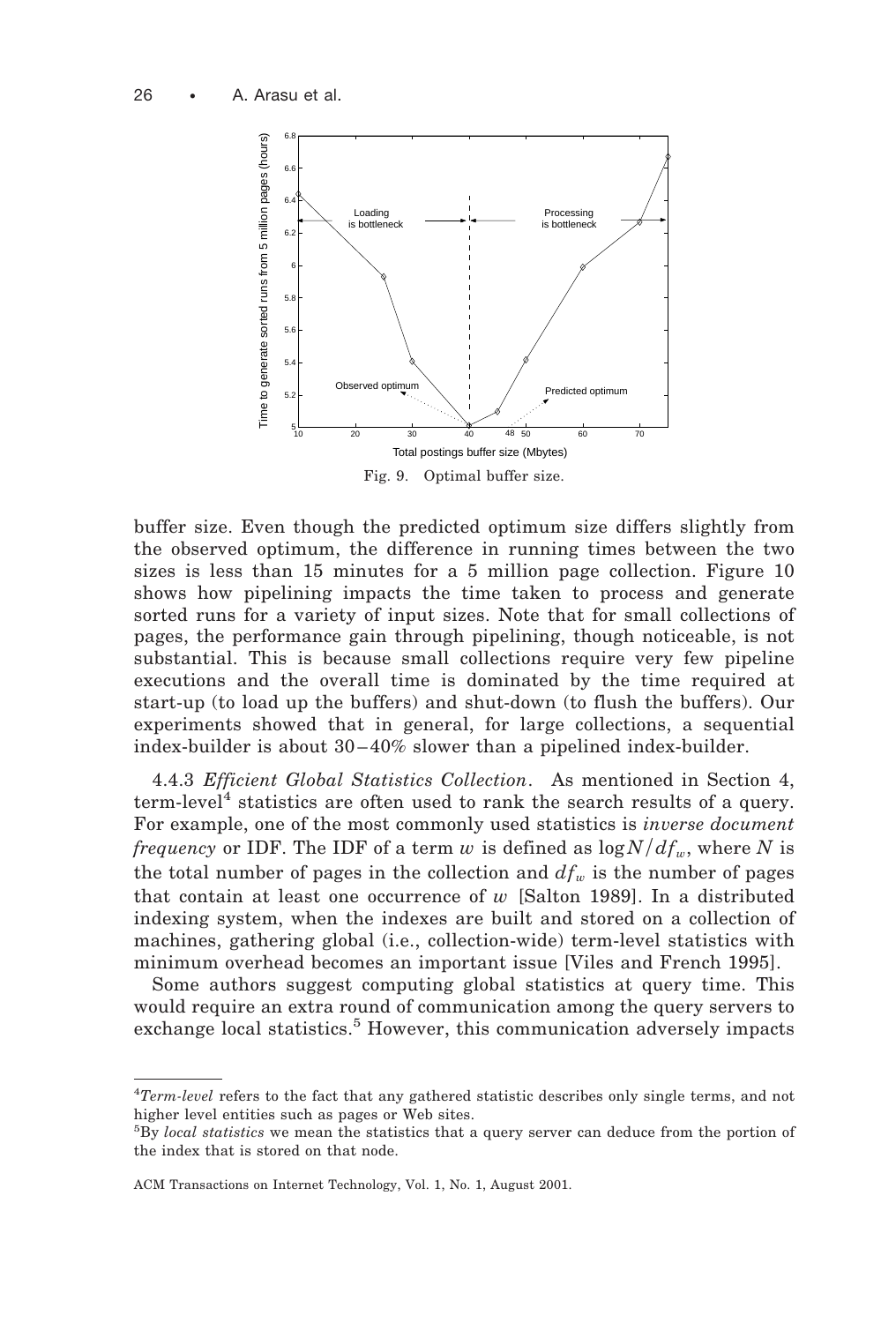Time to generate sorted runs from 5 million pages (hours)

6.8
6.6
6.4
6.2
6
5.8
5.6
5.4
5.2
5

10 20 30 40 48 50 60 70

Total postings buffer size (Mbytes)

Loading is bottleneck

Processing is bottleneck

Observed optimum

Predicted optimum

Fig. 9. Optimal buffer size.

buffer size. Even though the predicted optimum size differs slightly from the observed optimum, the difference in running times between the two sizes is less than 15 minutes for a 5 million page collection. Figure 10 shows how pipelining impacts the time taken to process and generate sorted runs for a variety of input sizes. Note that for small collections of pages, the performance gain through pipelining, though noticeable, is not substantial. This is because small collections require very few pipeline executions and the overall time is dominated by the time required at start-up (to load up the buffers) and shut-down (to flush the buffers). Our experiments showed that in general, for large collections, a sequential index-builder is about 30–40% slower than a pipelined index-builder.

4.4.3 *Efficient Global Statistics Collection*. As mentioned in Section 4, term-level[4] statistics are often used to rank the search results of a query. For example, one of the most commonly used statistics is *inverse document frequency* or IDF. The IDF of a term $w$ is defined as $\log N/df_w$, where $N$ is the total number of pages in the collection and $df_w$ is the number of pages that contain at least one occurrence of $w$ [Salton 1989]. In a distributed indexing system, when the indexes are built and stored on a collection of machines, gathering global (i.e., collection-wide) term-level statistics with minimum overhead becomes an important issue [Viles and French 1995].

Some authors suggest computing global statistics at query time. This would require an extra round of communication among the query servers to exchange local statistics.[5] However, this communication adversely impacts

[4]*Term-level* refers to the fact that any gathered statistic describes only single terms, and not higher level entities such as pages or Web sites.

[5]By *local statistics* we mean the statistics that a query server can deduce from the portion of the index that is stored on that node.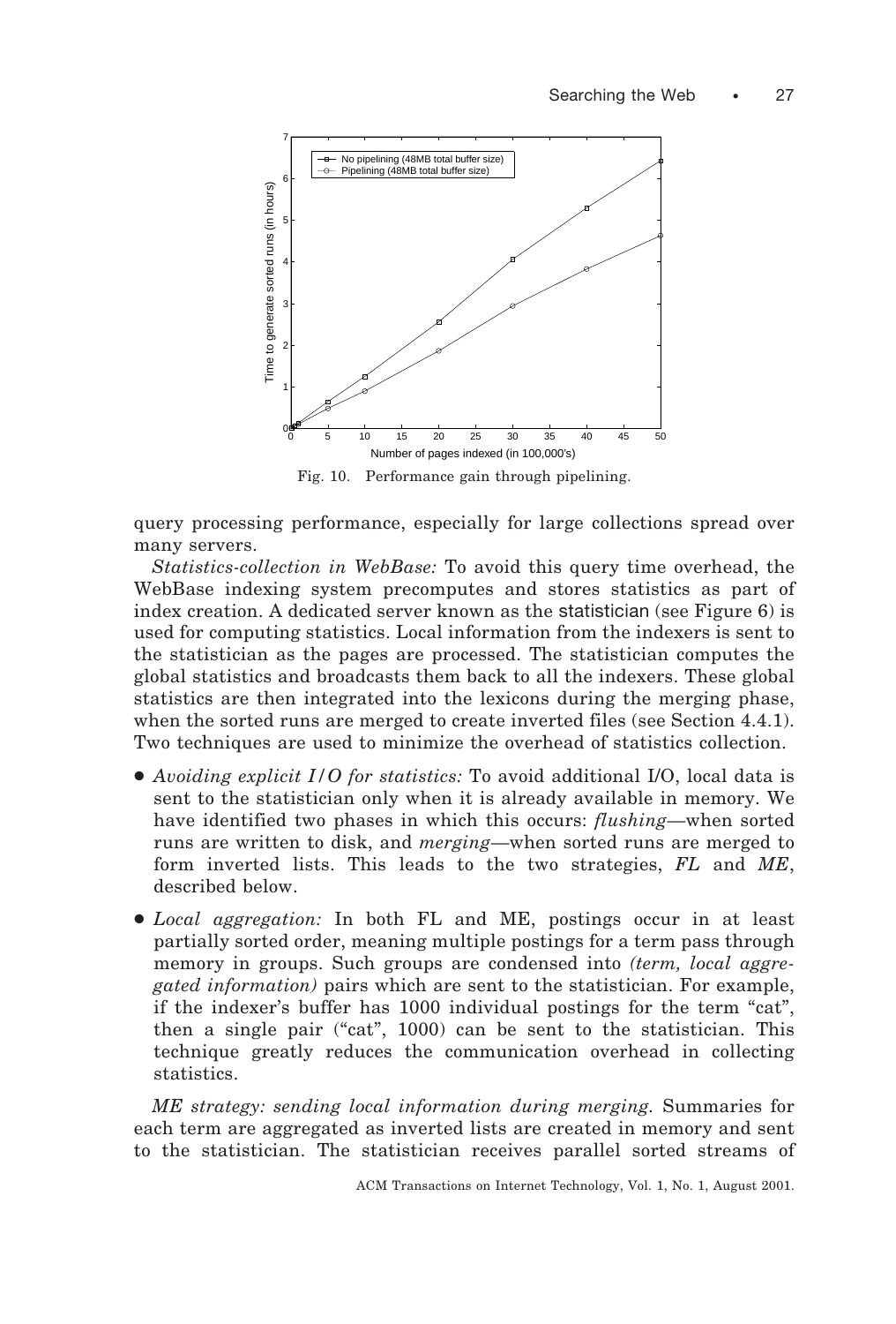7

6

5

4

3

2

1

0

0 5 10 15 20 25 30 35 40 45 50

Time to generate sorted runs (in hours)

Number of pages indexed (in 100,000's)

No pipelining (48MB total buffer size)

Pipelining (48MB total buffer size)

Fig. 10. Performance gain through pipelining.

query processing performance, especially for large collections spread over many servers.

*Statistics-collection in WebBase:* To avoid this query time overhead, the WebBase indexing system precomputes and stores statistics as part of index creation. A dedicated server known as the statistician (see Figure 6) is used for computing statistics. Local information from the indexers is sent to the statistician as the pages are processed. The statistician computes the global statistics and broadcasts them back to all the indexers. These global statistics are then integrated into the lexicons during the merging phase, when the sorted runs are merged to create inverted files (see Section 4.4.1). Two techniques are used to minimize the overhead of statistics collection.

- *Avoiding explicit I/O for statistics:* To avoid additional I/O, local data is sent to the statistician only when it is already available in memory. We have identified two phases in which this occurs: *flushing*—when sorted runs are written to disk, and *merging*—when sorted runs are merged to form inverted lists. This leads to the two strategies, *FL* and *ME*, described below.
- *Local aggregation:* In both FL and ME, postings occur in at least partially sorted order, meaning multiple postings for a term pass through memory in groups. Such groups are condensed into *(term, local aggregated information)* pairs which are sent to the statistician. For example, if the indexer's buffer has 1000 individual postings for the term "cat", then a single pair ("cat", 1000) can be sent to the statistician. This technique greatly reduces the communication overhead in collecting statistics.

*ME strategy: sending local information during merging.* Summaries for each term are aggregated as inverted lists are created in memory and sent to the statistician. The statistician receives parallel sorted streams of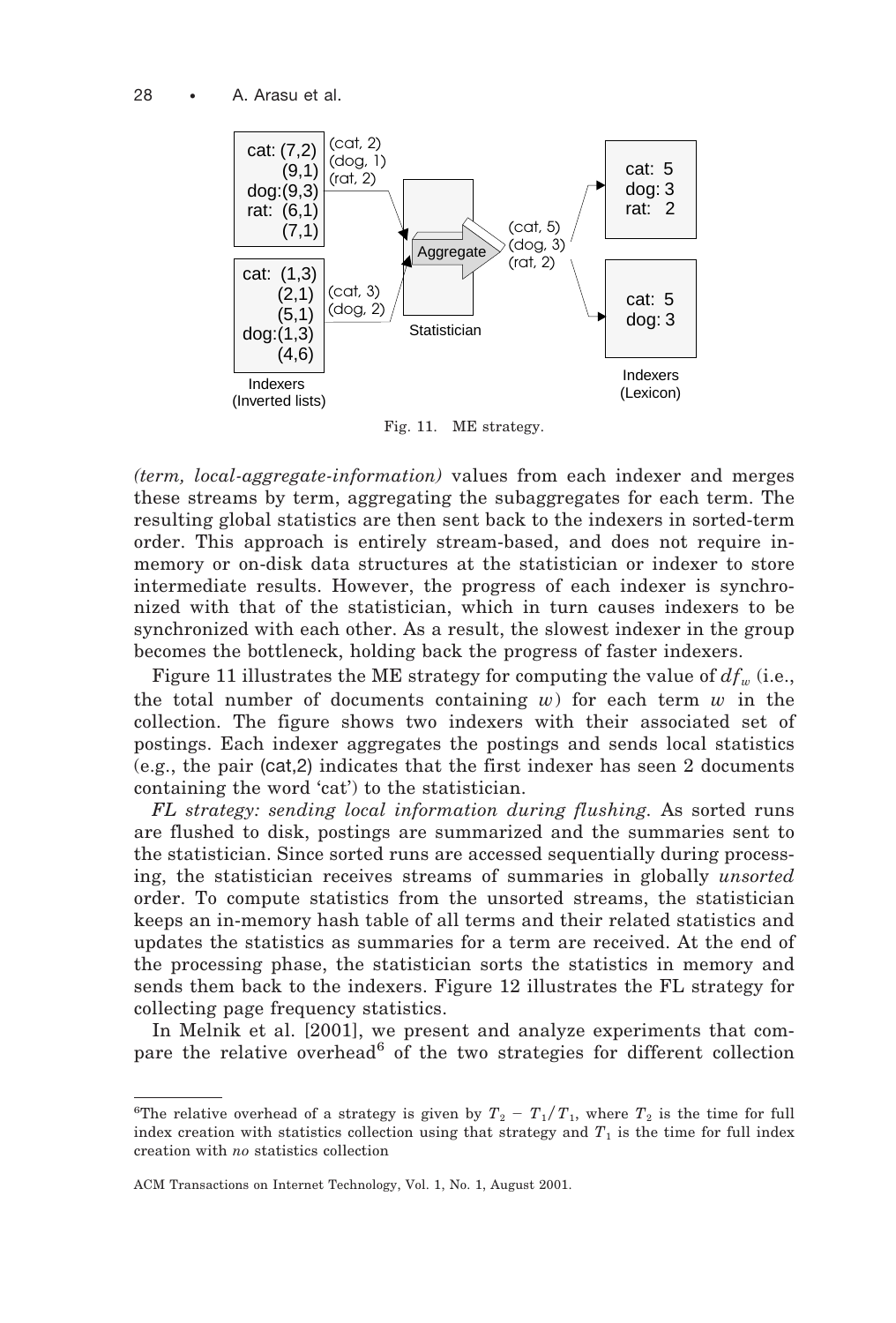Fig. 11. ME strategy.

*(term, local-aggregate-information)* values from each indexer and merges these streams by term, aggregating the subaggregates for each term. The resulting global statistics are then sent back to the indexers in sorted-term order. This approach is entirely stream-based, and does not require in-memory or on-disk data structures at the statistician or indexer to store intermediate results. However, the progress of each indexer is synchronized with that of the statistician, which in turn causes indexers to be synchronized with each other. As a result, the slowest indexer in the group becomes the bottleneck, holding back the progress of faster indexers.

Figure 11 illustrates the ME strategy for computing the value of $df_w$ (i.e., the total number of documents containing $w$) for each term $w$ in the collection. The figure shows two indexers with their associated set of postings. Each indexer aggregates the postings and sends local statistics (e.g., the pair (cat,2) indicates that the first indexer has seen 2 documents containing the word 'cat') to the statistician.

*FL strategy: sending local information during flushing.* As sorted runs are flushed to disk, postings are summarized and the summaries sent to the statistician. Since sorted runs are accessed sequentially during processing, the statistician receives streams of summaries in globally *unsorted* order. To compute statistics from the unsorted streams, the statistician keeps an in-memory hash table of all terms and their related statistics and updates the statistics as summaries for a term are received. At the end of the processing phase, the statistician sorts the statistics in memory and sends them back to the indexers. Figure 12 illustrates the FL strategy for collecting page frequency statistics.

In Melnik et al. [2001], we present and analyze experiments that compare the relative overhead[6] of the two strategies for different collection

[6]The relative overhead of a strategy is given by $T_2 - T_1/T_1$, where $T_2$ is the time for full index creation with statistics collection using that strategy and $T_1$ is the time for full index creation with *no* statistics collection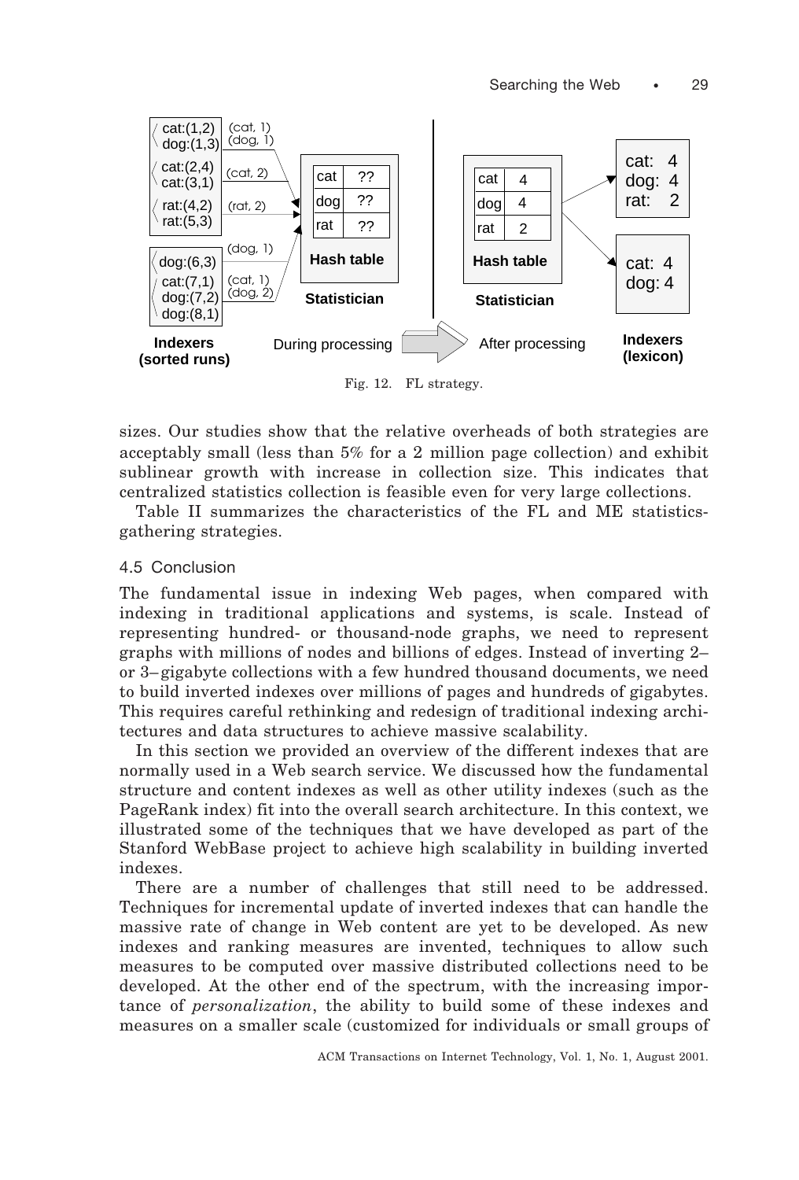Indexers (sorted runs)

cat:(1,2)
dog:(1,3)
cat:(2,4)
cat:(3,1)
rat:(4,2)
rat:(5,3)

dog:(6,3)
cat:(7,1)
dog:(7,2)
dog:(8,1)

(cat, 1)
(dog, 1)
(cat, 2)
(rat, 2)
(dog, 1)
(cat, 1)
(dog, 2)

Statistician

Hash table

cat ??
dog ??
rat ??

During processing

After processing

Statistician

Hash table

cat 4
dog 4
rat 2

Indexers (lexicon)

cat: 4
dog: 4
rat: 2

cat: 4
dog: 4

Fig. 12. FL strategy.

sizes. Our studies show that the relative overheads of both strategies are acceptably small (less than 5% for a 2 million page collection) and exhibit sublinear growth with increase in collection size. This indicates that centralized statistics collection is feasible even for very large collections.

Table II summarizes the characteristics of the FL and ME statistics-gathering strategies.

## 4.5 Conclusion

The fundamental issue in indexing Web pages, when compared with indexing in traditional applications and systems, is scale. Instead of representing hundred- or thousand-node graphs, we need to represent graphs with millions of nodes and billions of edges. Instead of inverting 2– or 3–gigabyte collections with a few hundred thousand documents, we need to build inverted indexes over millions of pages and hundreds of gigabytes. This requires careful rethinking and redesign of traditional indexing architectures and data structures to achieve massive scalability.

In this section we provided an overview of the different indexes that are normally used in a Web search service. We discussed how the fundamental structure and content indexes as well as other utility indexes (such as the PageRank index) fit into the overall search architecture. In this context, we illustrated some of the techniques that we have developed as part of the Stanford WebBase project to achieve high scalability in building inverted indexes.

There are a number of challenges that still need to be addressed. Techniques for incremental update of inverted indexes that can handle the massive rate of change in Web content are yet to be developed. As new indexes and ranking measures are invented, techniques to allow such measures to be computed over massive distributed collections need to be developed. At the other end of the spectrum, with the increasing importance of *personalization*, the ability to build some of these indexes and measures on a smaller scale (customized for individuals or small groups of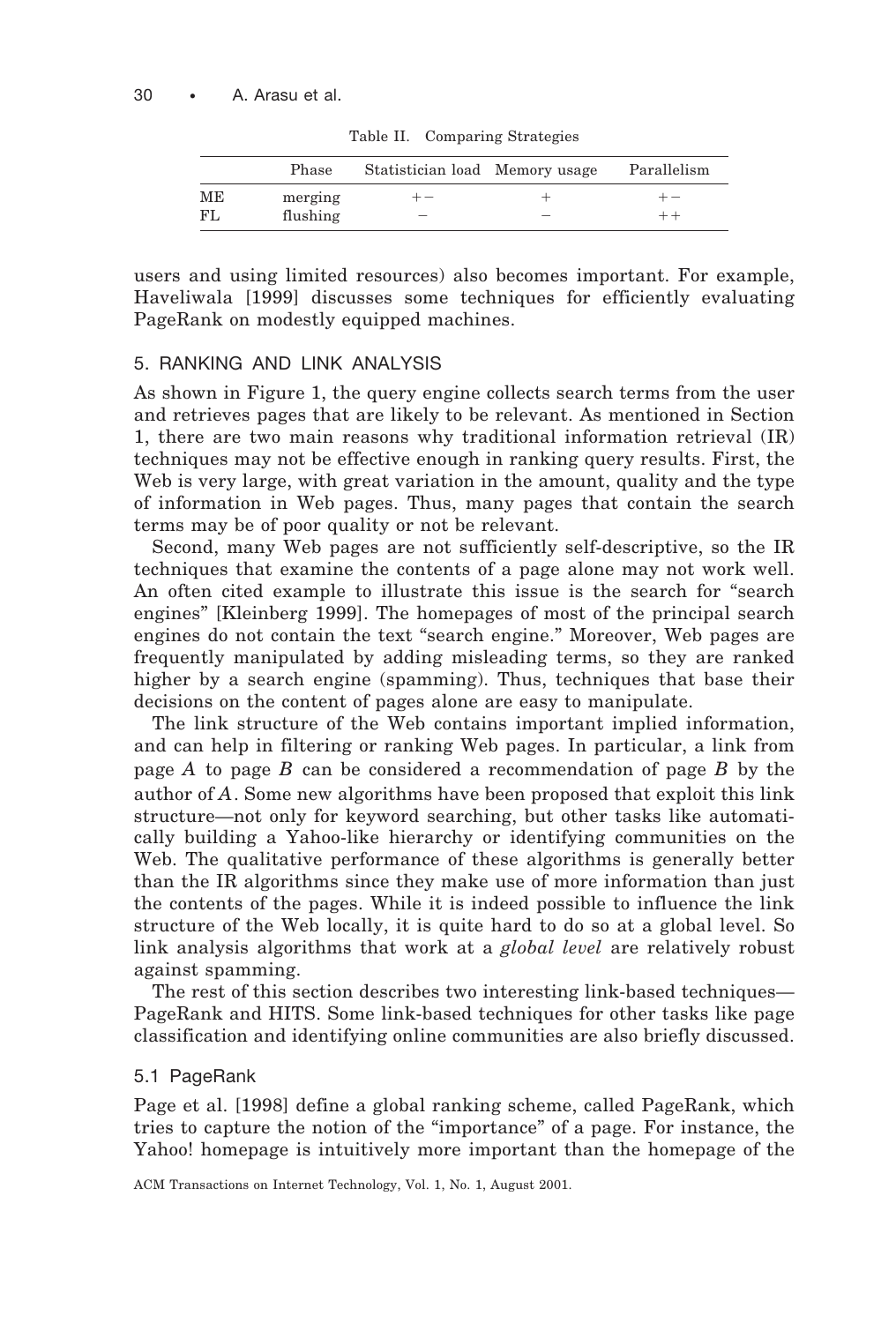Table II. Comparing Strategies

| | Phase | Statistician load | Memory usage | Parallelism |
|---|---|---|---|---|
| ME | merging | +− | + | +− |
| FL | flushing | − | − | ++ |

users and using limited resources) also becomes important. For example, Haveliwala [1999] discusses some techniques for efficiently evaluating PageRank on modestly equipped machines.

## 5. RANKING AND LINK ANALYSIS

As shown in Figure 1, the query engine collects search terms from the user and retrieves pages that are likely to be relevant. As mentioned in Section 1, there are two main reasons why traditional information retrieval (IR) techniques may not be effective enough in ranking query results. First, the Web is very large, with great variation in the amount, quality and the type of information in Web pages. Thus, many pages that contain the search terms may be of poor quality or not be relevant.

Second, many Web pages are not sufficiently self-descriptive, so the IR techniques that examine the contents of a page alone may not work well. An often cited example to illustrate this issue is the search for "search engines" [Kleinberg 1999]. The homepages of most of the principal search engines do not contain the text "search engine." Moreover, Web pages are frequently manipulated by adding misleading terms, so they are ranked higher by a search engine (spamming). Thus, techniques that base their decisions on the content of pages alone are easy to manipulate.

The link structure of the Web contains important implied information, and can help in filtering or ranking Web pages. In particular, a link from page $A$ to page $B$ can be considered a recommendation of page $B$ by the author of $A$. Some new algorithms have been proposed that exploit this link structure—not only for keyword searching, but other tasks like automatically building a Yahoo-like hierarchy or identifying communities on the Web. The qualitative performance of these algorithms is generally better than the IR algorithms since they make use of more information than just the contents of the pages. While it is indeed possible to influence the link structure of the Web locally, it is quite hard to do so at a global level. So link analysis algorithms that work at a *global level* are relatively robust against spamming.

The rest of this section describes two interesting link-based techniques—PageRank and HITS. Some link-based techniques for other tasks like page classification and identifying online communities are also briefly discussed.

### 5.1 PageRank

Page et al. [1998] define a global ranking scheme, called PageRank, which tries to capture the notion of the "importance" of a page. For instance, the Yahoo! homepage is intuitively more important than the homepage of the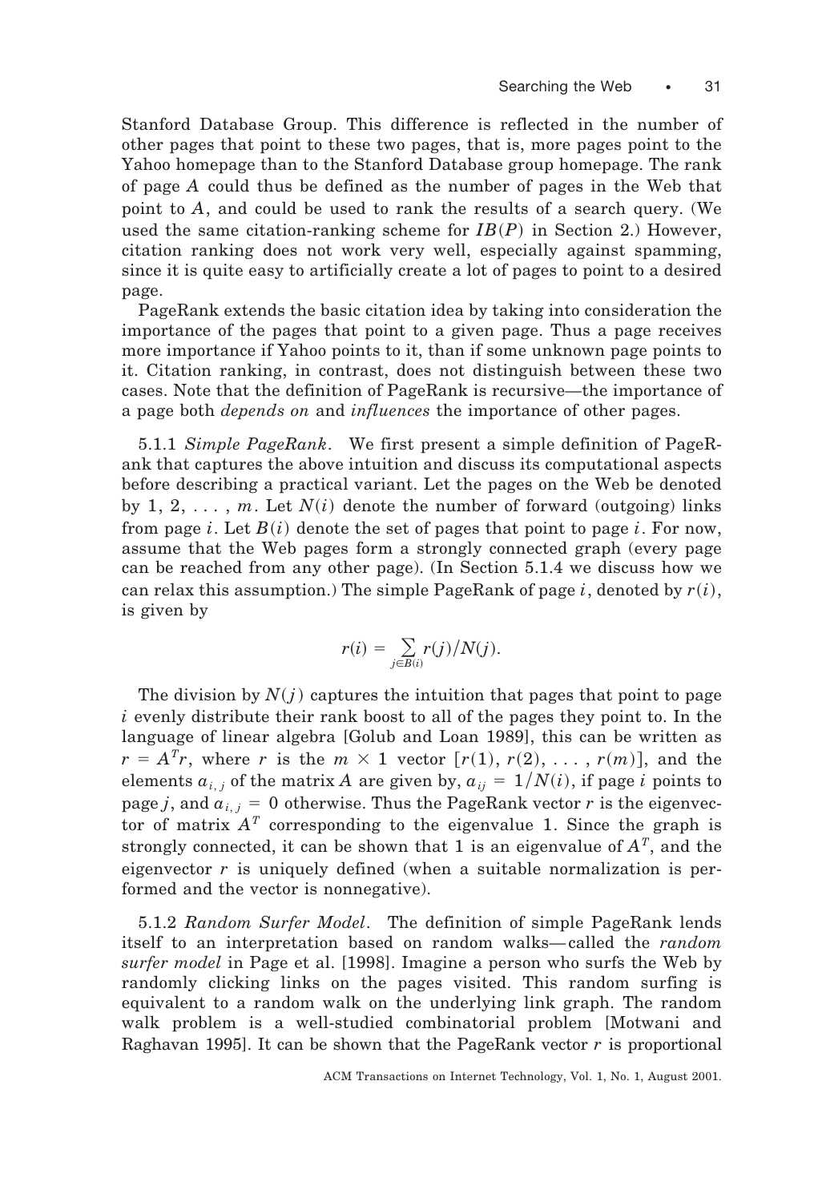Stanford Database Group. This difference is reflected in the number of other pages that point to these two pages, that is, more pages point to the Yahoo homepage than to the Stanford Database group homepage. The rank of page $A$ could thus be defined as the number of pages in the Web that point to $A$, and could be used to rank the results of a search query. (We used the same citation-ranking scheme for $IB(P)$ in Section 2.) However, citation ranking does not work very well, especially against spamming, since it is quite easy to artificially create a lot of pages to point to a desired page.

PageRank extends the basic citation idea by taking into consideration the importance of the pages that point to a given page. Thus a page receives more importance if Yahoo points to it, than if some unknown page points to it. Citation ranking, in contrast, does not distinguish between these two cases. Note that the definition of PageRank is recursive—the importance of a page both *depends on* and *influences* the importance of other pages.

5.1.1 *Simple PageRank*. We first present a simple definition of PageRank that captures the above intuition and discuss its computational aspects before describing a practical variant. Let the pages on the Web be denoted by $1, 2, \ldots, m$. Let $N(i)$ denote the number of forward (outgoing) links from page $i$. Let $B(i)$ denote the set of pages that point to page $i$. For now, assume that the Web pages form a strongly connected graph (every page can be reached from any other page). (In Section 5.1.4 we discuss how we can relax this assumption.) The simple PageRank of page $i$, denoted by $r(i)$, is given by

$$r(i) = \sum_{j \in B(i)} r(j)/N(j).$$

The division by $N(j)$ captures the intuition that pages that point to page $i$ evenly distribute their rank boost to all of the pages they point to. In the language of linear algebra [Golub and Loan 1989], this can be written as $r = A^T r$, where $r$ is the $m \times 1$ vector $[r(1), r(2), \ldots, r(m)]$, and the elements $a_{i,j}$ of the matrix $A$ are given by, $a_{ij} = 1/N(i)$, if page $i$ points to page $j$, and $a_{i,j} = 0$ otherwise. Thus the PageRank vector $r$ is the eigenvector of matrix $A^T$ corresponding to the eigenvalue 1. Since the graph is strongly connected, it can be shown that 1 is an eigenvalue of $A^T$, and the eigenvector $r$ is uniquely defined (when a suitable normalization is performed and the vector is nonnegative).

5.1.2 *Random Surfer Model*. The definition of simple PageRank lends itself to an interpretation based on random walks—called the *random surfer model* in Page et al. [1998]. Imagine a person who surfs the Web by randomly clicking links on the pages visited. This random surfing is equivalent to a random walk on the underlying link graph. The random walk problem is a well-studied combinatorial problem [Motwani and Raghavan 1995]. It can be shown that the PageRank vector $r$ is proportional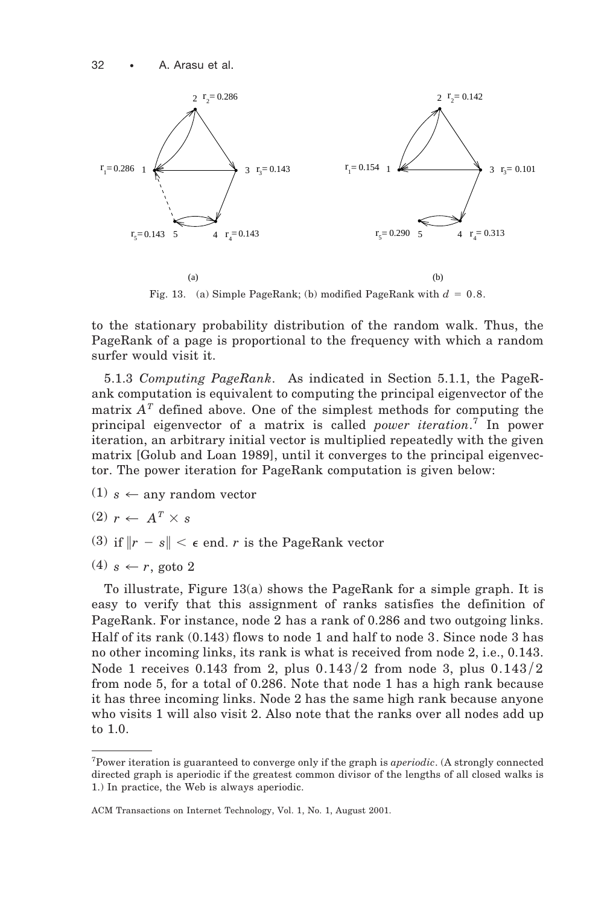2 $r_2$= 0.286

$r_1$= 0.286 1

3 $r_3$= 0.143

$r_5$= 0.143 5

4 $r_4$= 0.143

(a)

2 $r_2$= 0.142

$r_1$= 0.154 1

3 $r_3$= 0.101

$r_5$= 0.290 5

4 $r_4$= 0.313

(b)

Fig. 13. (a) Simple PageRank; (b) modified PageRank with $d = 0.8$.

to the stationary probability distribution of the random walk. Thus, the PageRank of a page is proportional to the frequency with which a random surfer would visit it.

5.1.3 *Computing PageRank*. As indicated in Section 5.1.1, the PageRank computation is equivalent to computing the principal eigenvector of the matrix $A^T$ defined above. One of the simplest methods for computing the principal eigenvector of a matrix is called *power iteration*.[7] In power iteration, an arbitrary initial vector is multiplied repeatedly with the given matrix [Golub and Loan 1989], until it converges to the principal eigenvector. The power iteration for PageRank computation is given below:

(1) $s \leftarrow$ any random vector

(2) $r \leftarrow A^T \times s$

(3) if $\|r - s\| < \epsilon$ end. $r$ is the PageRank vector

(4) $s \leftarrow r$, goto 2

To illustrate, Figure 13(a) shows the PageRank for a simple graph. It is easy to verify that this assignment of ranks satisfies the definition of PageRank. For instance, node 2 has a rank of 0.286 and two outgoing links. Half of its rank (0.143) flows to node 1 and half to node 3. Since node 3 has no other incoming links, its rank is what is received from node 2, i.e., 0.143. Node 1 receives 0.143 from 2, plus $0.143/2$ from node 3, plus $0.143/2$ from node 5, for a total of 0.286. Note that node 1 has a high rank because it has three incoming links. Node 2 has the same high rank because anyone who visits 1 will also visit 2. Also note that the ranks over all nodes add up to 1.0.

[7] Power iteration is guaranteed to converge only if the graph is *aperiodic*. (A strongly connected directed graph is aperiodic if the greatest common divisor of the lengths of all closed walks is 1.) In practice, the Web is always aperiodic.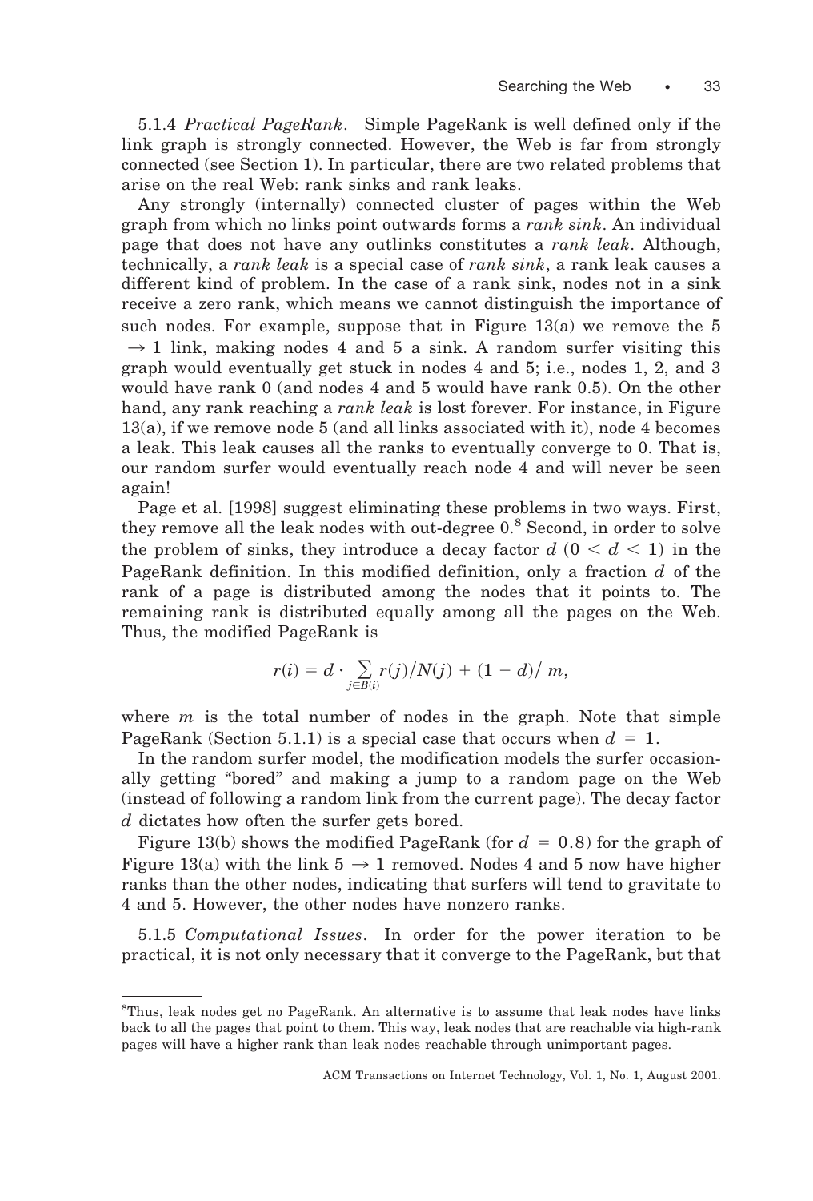5.1.4 *Practical PageRank*. Simple PageRank is well defined only if the link graph is strongly connected. However, the Web is far from strongly connected (see Section 1). In particular, there are two related problems that arise on the real Web: rank sinks and rank leaks.

Any strongly (internally) connected cluster of pages within the Web graph from which no links point outwards forms a *rank sink*. An individual page that does not have any outlinks constitutes a *rank leak*. Although, technically, a *rank leak* is a special case of *rank sink*, a rank leak causes a different kind of problem. In the case of a rank sink, nodes not in a sink receive a zero rank, which means we cannot distinguish the importance of such nodes. For example, suppose that in Figure 13(a) we remove the 5 $\rightarrow$ 1 link, making nodes 4 and 5 a sink. A random surfer visiting this graph would eventually get stuck in nodes 4 and 5; i.e., nodes 1, 2, and 3 would have rank 0 (and nodes 4 and 5 would have rank 0.5). On the other hand, any rank reaching a *rank leak* is lost forever. For instance, in Figure 13(a), if we remove node 5 (and all links associated with it), node 4 becomes a leak. This leak causes all the ranks to eventually converge to 0. That is, our random surfer would eventually reach node 4 and will never be seen again!

Page et al. [1998] suggest eliminating these problems in two ways. First, they remove all the leak nodes with out-degree 0.[8] Second, in order to solve the problem of sinks, they introduce a decay factor $d$ ($0 < d < 1$) in the PageRank definition. In this modified definition, only a fraction $d$ of the rank of a page is distributed among the nodes that it points to. The remaining rank is distributed equally among all the pages on the Web. Thus, the modified PageRank is

$$r(i) = d \cdot \sum_{j \in B(i)} r(j)/N(j) + (1 - d)/\, m,$$

where $m$ is the total number of nodes in the graph. Note that simple PageRank (Section 5.1.1) is a special case that occurs when $d = 1$.

In the random surfer model, the modification models the surfer occasionally getting "bored" and making a jump to a random page on the Web (instead of following a random link from the current page). The decay factor $d$ dictates how often the surfer gets bored.

Figure 13(b) shows the modified PageRank (for $d = 0.8$) for the graph of Figure 13(a) with the link $5 \rightarrow 1$ removed. Nodes 4 and 5 now have higher ranks than the other nodes, indicating that surfers will tend to gravitate to 4 and 5. However, the other nodes have nonzero ranks.

5.1.5 *Computational Issues*. In order for the power iteration to be practical, it is not only necessary that it converge to the PageRank, but that

---

[8] Thus, leak nodes get no PageRank. An alternative is to assume that leak nodes have links back to all the pages that point to them. This way, leak nodes that are reachable via high-rank pages will have a higher rank than leak nodes reachable through unimportant pages.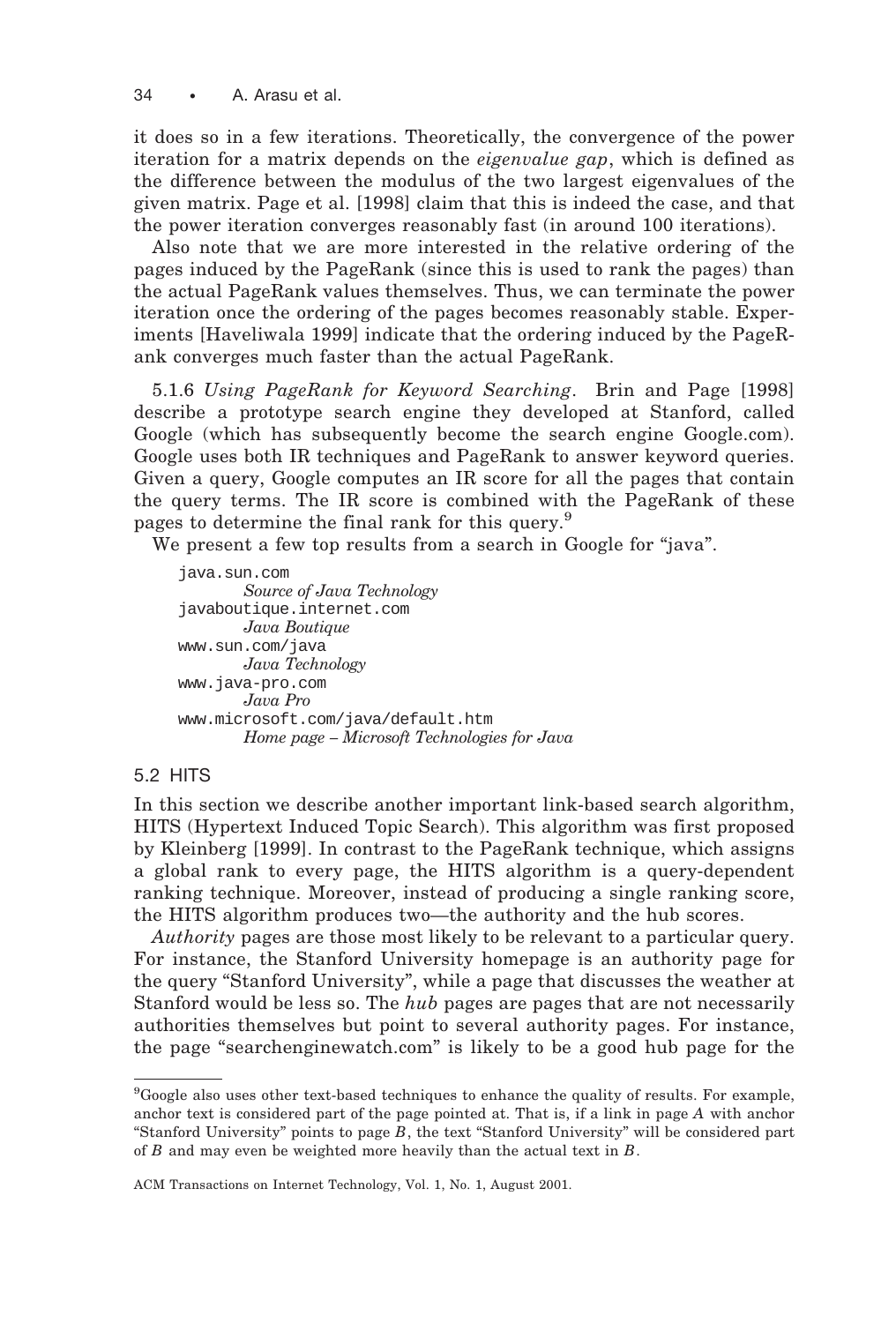it does so in a few iterations. Theoretically, the convergence of the power iteration for a matrix depends on the *eigenvalue gap*, which is defined as the difference between the modulus of the two largest eigenvalues of the given matrix. Page et al. [1998] claim that this is indeed the case, and that the power iteration converges reasonably fast (in around 100 iterations).

Also note that we are more interested in the relative ordering of the pages induced by the PageRank (since this is used to rank the pages) than the actual PageRank values themselves. Thus, we can terminate the power iteration once the ordering of the pages becomes reasonably stable. Experiments [Haveliwala 1999] indicate that the ordering induced by the PageRank converges much faster than the actual PageRank.

5.1.6 *Using PageRank for Keyword Searching*. Brin and Page [1998] describe a prototype search engine they developed at Stanford, called Google (which has subsequently become the search engine Google.com). Google uses both IR techniques and PageRank to answer keyword queries. Given a query, Google computes an IR score for all the pages that contain the query terms. The IR score is combined with the PageRank of these pages to determine the final rank for this query.[9]

We present a few top results from a search in Google for "java".

```
java.sun.com
        Source of Java Technology
javaboutique.internet.com
        Java Boutique
www.sun.com/java
        Java Technology
www.java-pro.com
        Java Pro
www.microsoft.com/java/default.htm
        Home page – Microsoft Technologies for Java
```

## 5.2 HITS

In this section we describe another important link-based search algorithm, HITS (Hypertext Induced Topic Search). This algorithm was first proposed by Kleinberg [1999]. In contrast to the PageRank technique, which assigns a global rank to every page, the HITS algorithm is a query-dependent ranking technique. Moreover, instead of producing a single ranking score, the HITS algorithm produces two—the authority and the hub scores.

*Authority* pages are those most likely to be relevant to a particular query. For instance, the Stanford University homepage is an authority page for the query "Stanford University", while a page that discusses the weather at Stanford would be less so. The *hub* pages are pages that are not necessarily authorities themselves but point to several authority pages. For instance, the page "searchenginewatch.com" is likely to be a good hub page for the

[9] Google also uses other text-based techniques to enhance the quality of results. For example, anchor text is considered part of the page pointed at. That is, if a link in page $A$ with anchor "Stanford University" points to page $B$, the text "Stanford University" will be considered part of $B$ and may even be weighted more heavily than the actual text in $B$.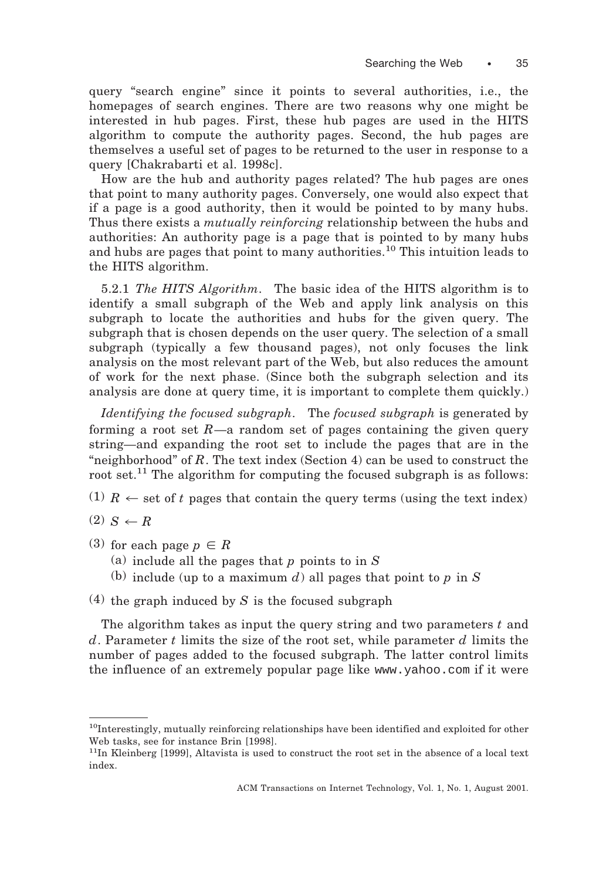query "search engine" since it points to several authorities, i.e., the homepages of search engines. There are two reasons why one might be interested in hub pages. First, these hub pages are used in the HITS algorithm to compute the authority pages. Second, the hub pages are themselves a useful set of pages to be returned to the user in response to a query [Chakrabarti et al. 1998c].

How are the hub and authority pages related? The hub pages are ones that point to many authority pages. Conversely, one would also expect that if a page is a good authority, then it would be pointed to by many hubs. Thus there exists a *mutually reinforcing* relationship between the hubs and authorities: An authority page is a page that is pointed to by many hubs and hubs are pages that point to many authorities.[10] This intuition leads to the HITS algorithm.

5.2.1 *The HITS Algorithm*. The basic idea of the HITS algorithm is to identify a small subgraph of the Web and apply link analysis on this subgraph to locate the authorities and hubs for the given query. The subgraph that is chosen depends on the user query. The selection of a small subgraph (typically a few thousand pages), not only focuses the link analysis on the most relevant part of the Web, but also reduces the amount of work for the next phase. (Since both the subgraph selection and its analysis are done at query time, it is important to complete them quickly.)

*Identifying the focused subgraph*. The *focused subgraph* is generated by forming a root set $R$—a random set of pages containing the given query string—and expanding the root set to include the pages that are in the "neighborhood" of $R$. The text index (Section 4) can be used to construct the root set.[11] The algorithm for computing the focused subgraph is as follows:

(1) $R \leftarrow$ set of $t$ pages that contain the query terms (using the text index)

(2) $S \leftarrow R$

(3) for each page $p \in R$
   (a) include all the pages that $p$ points to in $S$
   (b) include (up to a maximum $d$) all pages that point to $p$ in $S$

(4) the graph induced by $S$ is the focused subgraph

The algorithm takes as input the query string and two parameters $t$ and $d$. Parameter $t$ limits the size of the root set, while parameter $d$ limits the number of pages added to the focused subgraph. The latter control limits the influence of an extremely popular page like www.yahoo.com if it were

[10] Interestingly, mutually reinforcing relationships have been identified and exploited for other Web tasks, see for instance Brin [1998].

[11] In Kleinberg [1999], Altavista is used to construct the root set in the absence of a local text index.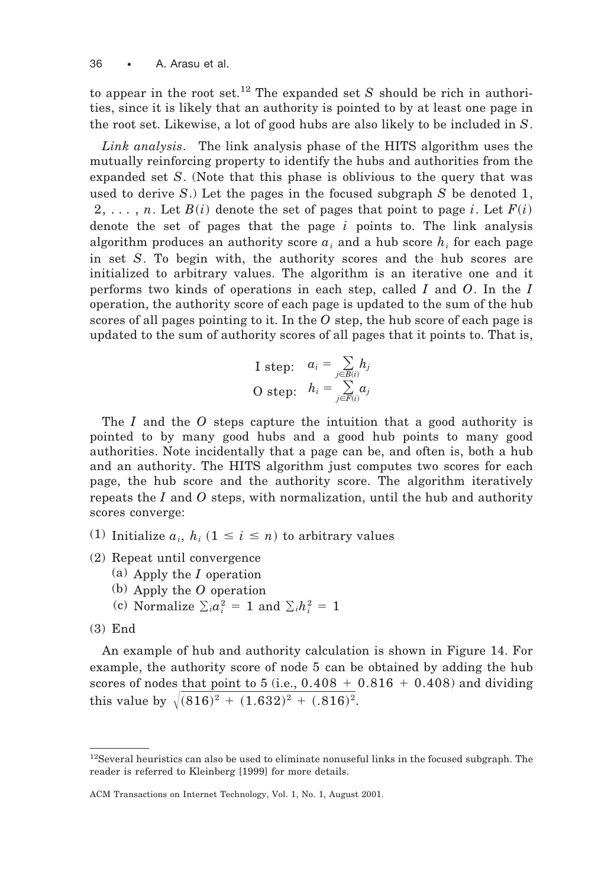to appear in the root set.[12] The expanded set $S$ should be rich in authorities, since it is likely that an authority is pointed to by at least one page in the root set. Likewise, a lot of good hubs are also likely to be included in $S$.

*Link analysis*. The link analysis phase of the HITS algorithm uses the mutually reinforcing property to identify the hubs and authorities from the expanded set $S$. (Note that this phase is oblivious to the query that was used to derive $S$.) Let the pages in the focused subgraph $S$ be denoted 1, 2, . . . , $n$. Let $B(i)$ denote the set of pages that point to page $i$. Let $F(i)$ denote the set of pages that the page $i$ points to. The link analysis algorithm produces an authority score $a_i$ and a hub score $h_i$ for each page in set $S$. To begin with, the authority scores and the hub scores are initialized to arbitrary values. The algorithm is an iterative one and it performs two kinds of operations in each step, called $I$ and $O$. In the $I$ operation, the authority score of each page is updated to the sum of the hub scores of all pages pointing to it. In the $O$ step, the hub score of each page is updated to the sum of authority scores of all pages that it points to. That is,

$$\text{I step:} \quad a_i = \sum_{j \in B(i)} h_j$$

$$\text{O step:} \quad h_i = \sum_{j \in F(i)} a_j$$

The $I$ and the $O$ steps capture the intuition that a good authority is pointed to by many good hubs and a good hub points to many good authorities. Note incidentally that a page can be, and often is, both a hub and an authority. The HITS algorithm just computes two scores for each page, the hub score and the authority score. The algorithm iteratively repeats the $I$ and $O$ steps, with normalization, until the hub and authority scores converge:

(1) Initialize $a_i$, $h_i$ $(1 \leq i \leq n)$ to arbitrary values

(2) Repeat until convergence
  (a) Apply the $I$ operation
  (b) Apply the $O$ operation
  (c) Normalize $\sum_i a_i^2 = 1$ and $\sum_i h_i^2 = 1$

(3) End

An example of hub and authority calculation is shown in Figure 14. For example, the authority score of node 5 can be obtained by adding the hub scores of nodes that point to 5 (i.e., $0.408 + 0.816 + 0.408$) and dividing this value by $\sqrt{(816)^2 + (1.632)^2 + (.816)^2}$.

---

[12]Several heuristics can also be used to eliminate nonuseful links in the focused subgraph. The reader is referred to Kleinberg [1999] for more details.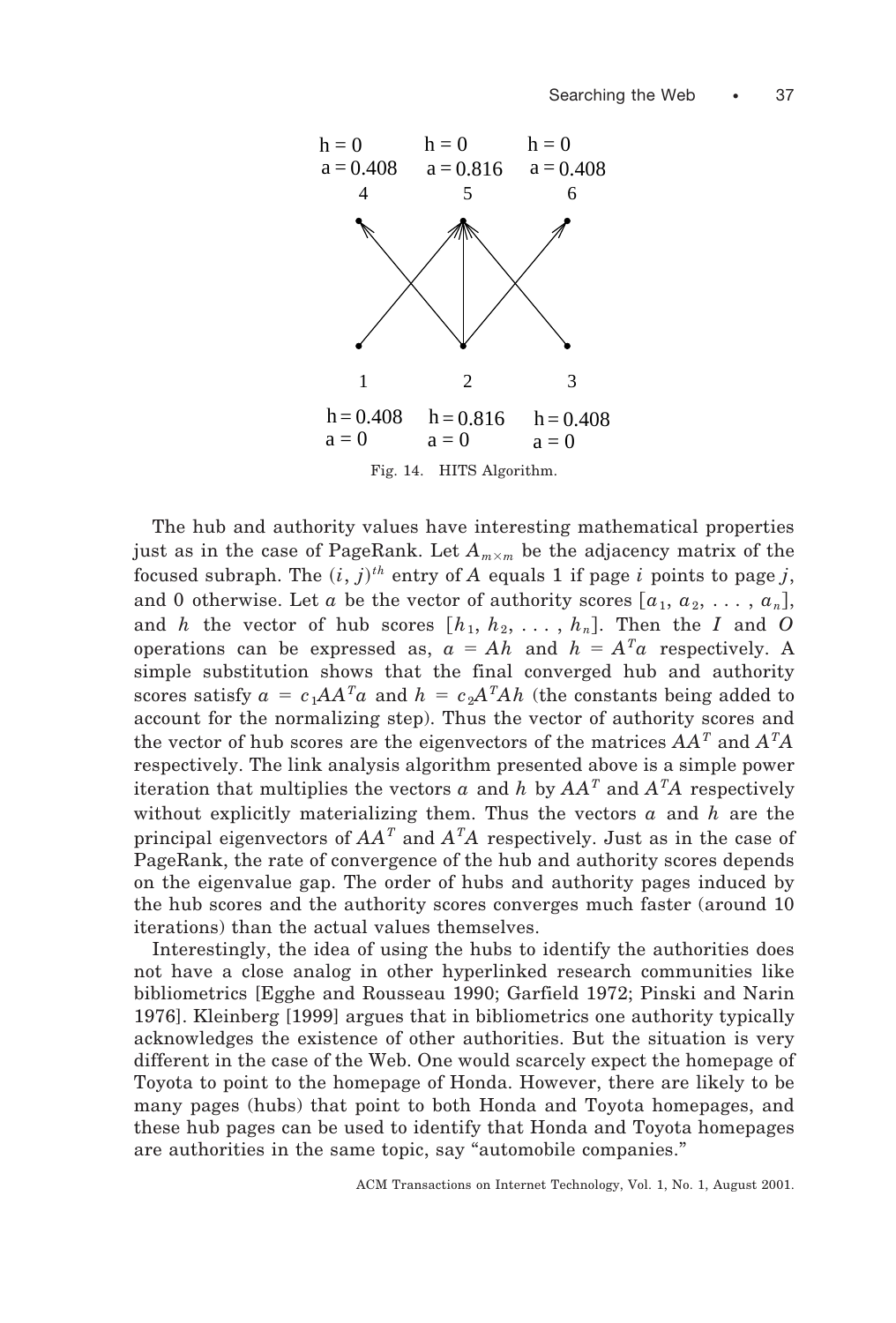h = 0
a = 0.408
4

h = 0
a = 0.816
5

h = 0
a = 0.408
6

1
h = 0.408
a = 0

2
h = 0.816
a = 0

3
h = 0.408
a = 0

Fig. 14. HITS Algorithm.

The hub and authority values have interesting mathematical properties just as in the case of PageRank. Let $A_{m \times m}$ be the adjacency matrix of the focused subraph. The $(i, j)^{th}$ entry of $A$ equals 1 if page $i$ points to page $j$, and 0 otherwise. Let $a$ be the vector of authority scores $[a_1, a_2, \ldots, a_n]$, and $h$ the vector of hub scores $[h_1, h_2, \ldots, h_n]$. Then the $I$ and $O$ operations can be expressed as, $a = Ah$ and $h = A^T a$ respectively. A simple substitution shows that the final converged hub and authority scores satisfy $a = c_1 A A^T a$ and $h = c_2 A^T A h$ (the constants being added to account for the normalizing step). Thus the vector of authority scores and the vector of hub scores are the eigenvectors of the matrices $AA^T$ and $A^T A$ respectively. The link analysis algorithm presented above is a simple power iteration that multiplies the vectors $a$ and $h$ by $AA^T$ and $A^T A$ respectively without explicitly materializing them. Thus the vectors $a$ and $h$ are the principal eigenvectors of $AA^T$ and $A^T A$ respectively. Just as in the case of PageRank, the rate of convergence of the hub and authority scores depends on the eigenvalue gap. The order of hubs and authority pages induced by the hub scores and the authority scores converges much faster (around 10 iterations) than the actual values themselves.

Interestingly, the idea of using the hubs to identify the authorities does not have a close analog in other hyperlinked research communities like bibliometrics [Egghe and Rousseau 1990; Garfield 1972; Pinski and Narin 1976]. Kleinberg [1999] argues that in bibliometrics one authority typically acknowledges the existence of other authorities. But the situation is very different in the case of the Web. One would scarcely expect the homepage of Toyota to point to the homepage of Honda. However, there are likely to be many pages (hubs) that point to both Honda and Toyota homepages, and these hub pages can be used to identify that Honda and Toyota homepages are authorities in the same topic, say "automobile companies."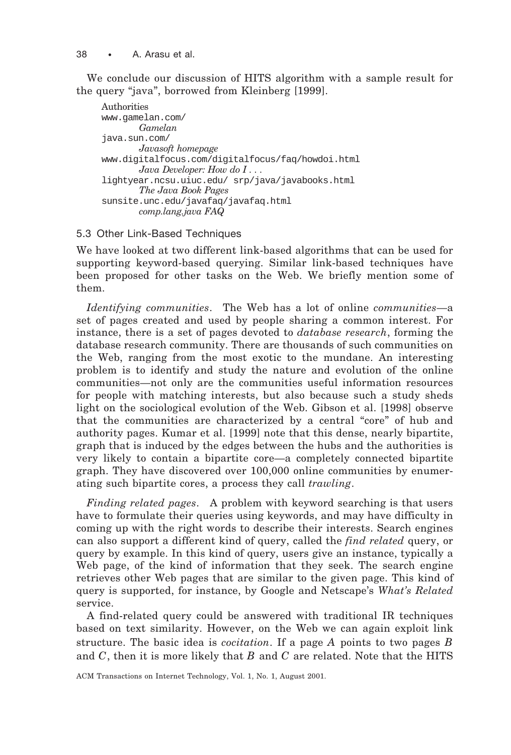We conclude our discussion of HITS algorithm with a sample result for the query "java", borrowed from Kleinberg [1999].

Authorities
```
www.gamelan.com/
        Gamelan
java.sun.com/
        Javasoft homepage
www.digitalfocus.com/digitalfocus/faq/howdoi.html
        Java Developer: How do I . . .
lightyear.ncsu.uiuc.edu/ srp/java/javabooks.html
        The Java Book Pages
sunsite.unc.edu/javafaq/javafaq.html
        comp.lang.java FAQ
```

### 5.3 Other Link-Based Techniques

We have looked at two different link-based algorithms that can be used for supporting keyword-based querying. Similar link-based techniques have been proposed for other tasks on the Web. We briefly mention some of them.

*Identifying communities*. The Web has a lot of online *communities*—a set of pages created and used by people sharing a common interest. For instance, there is a set of pages devoted to *database research*, forming the database research community. There are thousands of such communities on the Web, ranging from the most exotic to the mundane. An interesting problem is to identify and study the nature and evolution of the online communities—not only are the communities useful information resources for people with matching interests, but also because such a study sheds light on the sociological evolution of the Web. Gibson et al. [1998] observe that the communities are characterized by a central "core" of hub and authority pages. Kumar et al. [1999] note that this dense, nearly bipartite, graph that is induced by the edges between the hubs and the authorities is very likely to contain a bipartite core—a completely connected bipartite graph. They have discovered over 100,000 online communities by enumerating such bipartite cores, a process they call *trawling*.

*Finding related pages*. A problem with keyword searching is that users have to formulate their queries using keywords, and may have difficulty in coming up with the right words to describe their interests. Search engines can also support a different kind of query, called the *find related* query, or query by example. In this kind of query, users give an instance, typically a Web page, of the kind of information that they seek. The search engine retrieves other Web pages that are similar to the given page. This kind of query is supported, for instance, by Google and Netscape's *What's Related* service.

A find-related query could be answered with traditional IR techniques based on text similarity. However, on the Web we can again exploit link structure. The basic idea is *cocitation*. If a page $A$ points to two pages $B$ and $C$, then it is more likely that $B$ and $C$ are related. Note that the HITS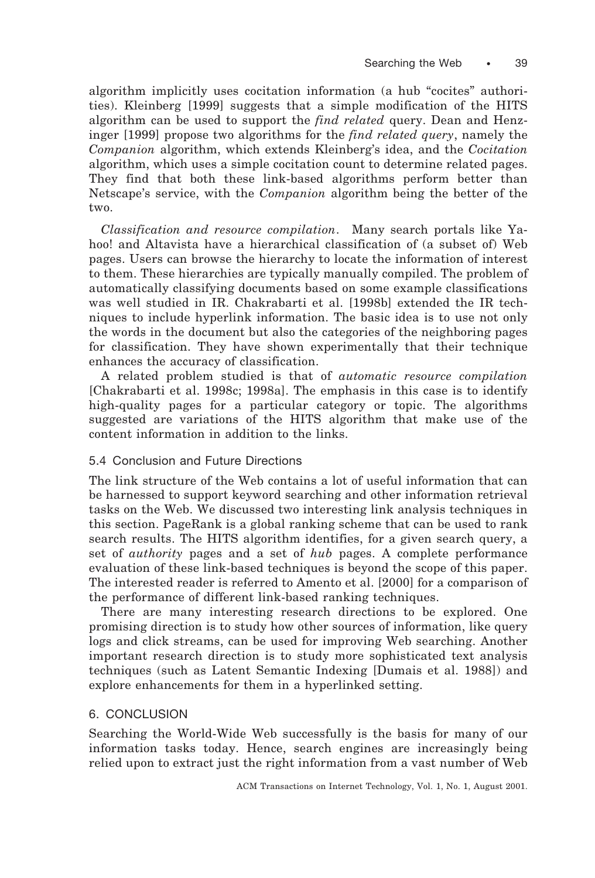algorithm implicitly uses cocitation information (a hub "cocites" authorities). Kleinberg [1999] suggests that a simple modification of the HITS algorithm can be used to support the *find related* query. Dean and Henzinger [1999] propose two algorithms for the *find related query*, namely the *Companion* algorithm, which extends Kleinberg's idea, and the *Cocitation* algorithm, which uses a simple cocitation count to determine related pages. They find that both these link-based algorithms perform better than Netscape's service, with the *Companion* algorithm being the better of the two.

*Classification and resource compilation*. Many search portals like Yahoo! and Altavista have a hierarchical classification of (a subset of) Web pages. Users can browse the hierarchy to locate the information of interest to them. These hierarchies are typically manually compiled. The problem of automatically classifying documents based on some example classifications was well studied in IR. Chakrabarti et al. [1998b] extended the IR techniques to include hyperlink information. The basic idea is to use not only the words in the document but also the categories of the neighboring pages for classification. They have shown experimentally that their technique enhances the accuracy of classification.

A related problem studied is that of *automatic resource compilation* [Chakrabarti et al. 1998c; 1998a]. The emphasis in this case is to identify high-quality pages for a particular category or topic. The algorithms suggested are variations of the HITS algorithm that make use of the content information in addition to the links.

### 5.4 Conclusion and Future Directions

The link structure of the Web contains a lot of useful information that can be harnessed to support keyword searching and other information retrieval tasks on the Web. We discussed two interesting link analysis techniques in this section. PageRank is a global ranking scheme that can be used to rank search results. The HITS algorithm identifies, for a given search query, a set of *authority* pages and a set of *hub* pages. A complete performance evaluation of these link-based techniques is beyond the scope of this paper. The interested reader is referred to Amento et al. [2000] for a comparison of the performance of different link-based ranking techniques.

There are many interesting research directions to be explored. One promising direction is to study how other sources of information, like query logs and click streams, can be used for improving Web searching. Another important research direction is to study more sophisticated text analysis techniques (such as Latent Semantic Indexing [Dumais et al. 1988]) and explore enhancements for them in a hyperlinked setting.

## 6. CONCLUSION

Searching the World-Wide Web successfully is the basis for many of our information tasks today. Hence, search engines are increasingly being relied upon to extract just the right information from a vast number of Web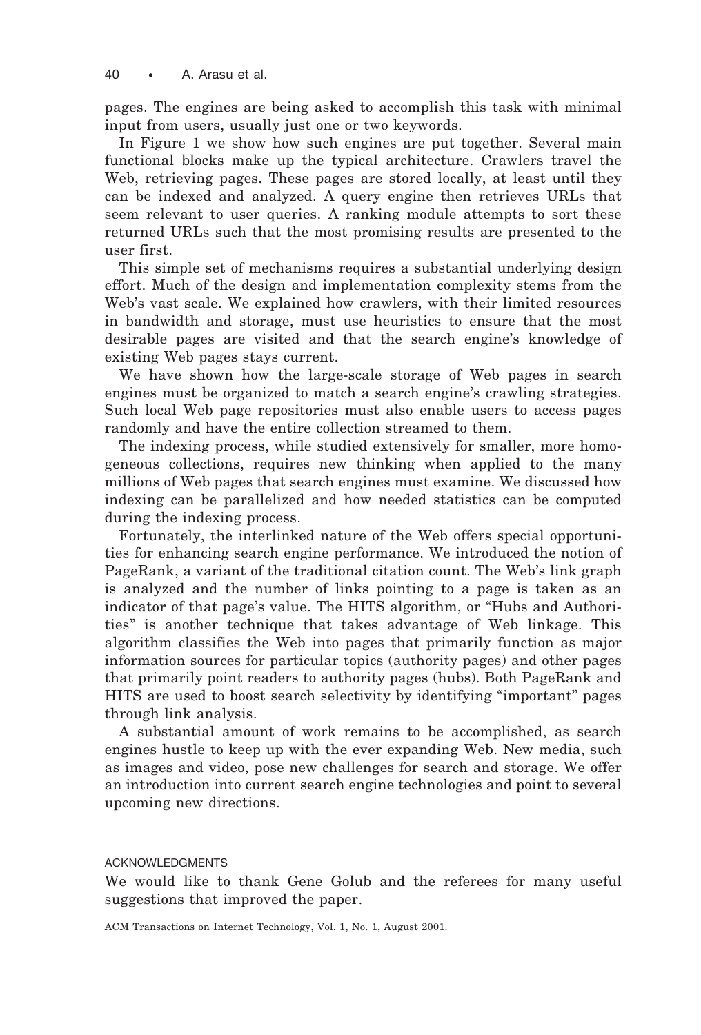pages. The engines are being asked to accomplish this task with minimal input from users, usually just one or two keywords.

In Figure 1 we show how such engines are put together. Several main functional blocks make up the typical architecture. Crawlers travel the Web, retrieving pages. These pages are stored locally, at least until they can be indexed and analyzed. A query engine then retrieves URLs that seem relevant to user queries. A ranking module attempts to sort these returned URLs such that the most promising results are presented to the user first.

This simple set of mechanisms requires a substantial underlying design effort. Much of the design and implementation complexity stems from the Web's vast scale. We explained how crawlers, with their limited resources in bandwidth and storage, must use heuristics to ensure that the most desirable pages are visited and that the search engine's knowledge of existing Web pages stays current.

We have shown how the large-scale storage of Web pages in search engines must be organized to match a search engine's crawling strategies. Such local Web page repositories must also enable users to access pages randomly and have the entire collection streamed to them.

The indexing process, while studied extensively for smaller, more homogeneous collections, requires new thinking when applied to the many millions of Web pages that search engines must examine. We discussed how indexing can be parallelized and how needed statistics can be computed during the indexing process.

Fortunately, the interlinked nature of the Web offers special opportunities for enhancing search engine performance. We introduced the notion of PageRank, a variant of the traditional citation count. The Web's link graph is analyzed and the number of links pointing to a page is taken as an indicator of that page's value. The HITS algorithm, or "Hubs and Authorities" is another technique that takes advantage of Web linkage. This algorithm classifies the Web into pages that primarily function as major information sources for particular topics (authority pages) and other pages that primarily point readers to authority pages (hubs). Both PageRank and HITS are used to boost search selectivity by identifying "important" pages through link analysis.

A substantial amount of work remains to be accomplished, as search engines hustle to keep up with the ever expanding Web. New media, such as images and video, pose new challenges for search and storage. We offer an introduction into current search engine technologies and point to several upcoming new directions.

## ACKNOWLEDGMENTS

We would like to thank Gene Golub and the referees for many useful suggestions that improved the paper.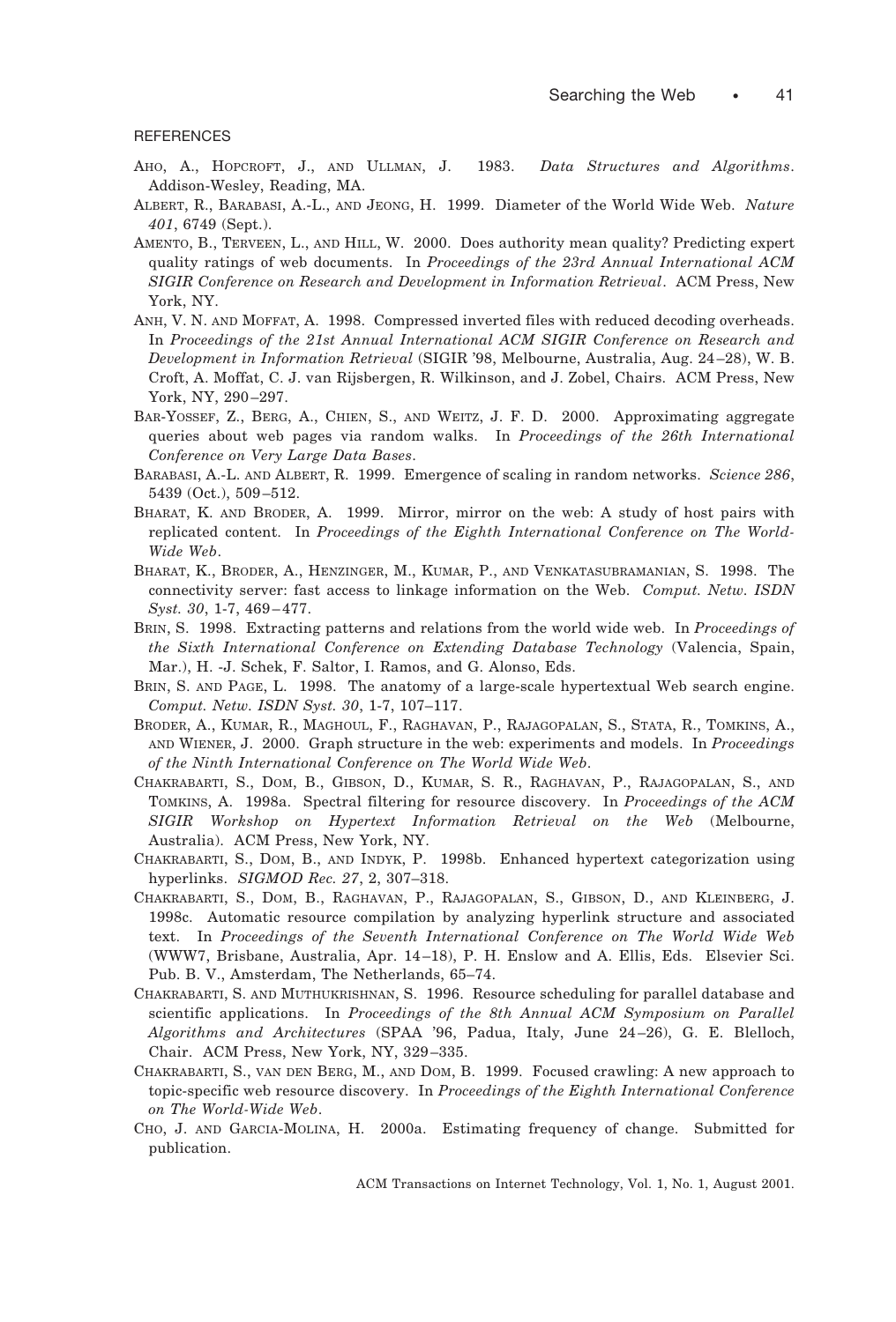REFERENCES

AHO, A., HOPCROFT, J., AND ULLMAN, J. 1983. *Data Structures and Algorithms*. Addison-Wesley, Reading, MA.

ALBERT, R., BARABASI, A.-L., AND JEONG, H. 1999. Diameter of the World Wide Web. *Nature 401*, 6749 (Sept.).

AMENTO, B., TERVEEN, L., AND HILL, W. 2000. Does authority mean quality? Predicting expert quality ratings of web documents. In *Proceedings of the 23rd Annual International ACM SIGIR Conference on Research and Development in Information Retrieval*. ACM Press, New York, NY.

ANH, V. N. AND MOFFAT, A. 1998. Compressed inverted files with reduced decoding overheads. In *Proceedings of the 21st Annual International ACM SIGIR Conference on Research and Development in Information Retrieval* (SIGIR '98, Melbourne, Australia, Aug. 24–28), W. B. Croft, A. Moffat, C. J. van Rijsbergen, R. Wilkinson, and J. Zobel, Chairs. ACM Press, New York, NY, 290–297.

BAR-YOSSEF, Z., BERG, A., CHIEN, S., AND WEITZ, J. F. D. 2000. Approximating aggregate queries about web pages via random walks. In *Proceedings of the 26th International Conference on Very Large Data Bases*.

BARABASI, A.-L. AND ALBERT, R. 1999. Emergence of scaling in random networks. *Science 286*, 5439 (Oct.), 509–512.

BHARAT, K. AND BRODER, A. 1999. Mirror, mirror on the web: A study of host pairs with replicated content. In *Proceedings of the Eighth International Conference on The World-Wide Web*.

BHARAT, K., BRODER, A., HENZINGER, M., KUMAR, P., AND VENKATASUBRAMANIAN, S. 1998. The connectivity server: fast access to linkage information on the Web. *Comput. Netw. ISDN Syst. 30*, 1-7, 469–477.

BRIN, S. 1998. Extracting patterns and relations from the world wide web. In *Proceedings of the Sixth International Conference on Extending Database Technology* (Valencia, Spain, Mar.), H. -J. Schek, F. Saltor, I. Ramos, and G. Alonso, Eds.

BRIN, S. AND PAGE, L. 1998. The anatomy of a large-scale hypertextual Web search engine. *Comput. Netw. ISDN Syst. 30*, 1-7, 107–117.

BRODER, A., KUMAR, R., MAGHOUL, F., RAGHAVAN, P., RAJAGOPALAN, S., STATA, R., TOMKINS, A., AND WIENER, J. 2000. Graph structure in the web: experiments and models. In *Proceedings of the Ninth International Conference on The World Wide Web*.

CHAKRABARTI, S., DOM, B., GIBSON, D., KUMAR, S. R., RAGHAVAN, P., RAJAGOPALAN, S., AND TOMKINS, A. 1998a. Spectral filtering for resource discovery. In *Proceedings of the ACM SIGIR Workshop on Hypertext Information Retrieval on the Web* (Melbourne, Australia). ACM Press, New York, NY.

CHAKRABARTI, S., DOM, B., AND INDYK, P. 1998b. Enhanced hypertext categorization using hyperlinks. *SIGMOD Rec. 27*, 2, 307–318.

CHAKRABARTI, S., DOM, B., RAGHAVAN, P., RAJAGOPALAN, S., GIBSON, D., AND KLEINBERG, J. 1998c. Automatic resource compilation by analyzing hyperlink structure and associated text. In *Proceedings of the Seventh International Conference on The World Wide Web* (WWW7, Brisbane, Australia, Apr. 14–18), P. H. Enslow and A. Ellis, Eds. Elsevier Sci. Pub. B. V., Amsterdam, The Netherlands, 65–74.

CHAKRABARTI, S. AND MUTHUKRISHNAN, S. 1996. Resource scheduling for parallel database and scientific applications. In *Proceedings of the 8th Annual ACM Symposium on Parallel Algorithms and Architectures* (SPAA '96, Padua, Italy, June 24–26), G. E. Blelloch, Chair. ACM Press, New York, NY, 329–335.

CHAKRABARTI, S., VAN DEN BERG, M., AND DOM, B. 1999. Focused crawling: A new approach to topic-specific web resource discovery. In *Proceedings of the Eighth International Conference on The World-Wide Web*.

CHO, J. AND GARCIA-MOLINA, H. 2000a. Estimating frequency of change. Submitted for publication.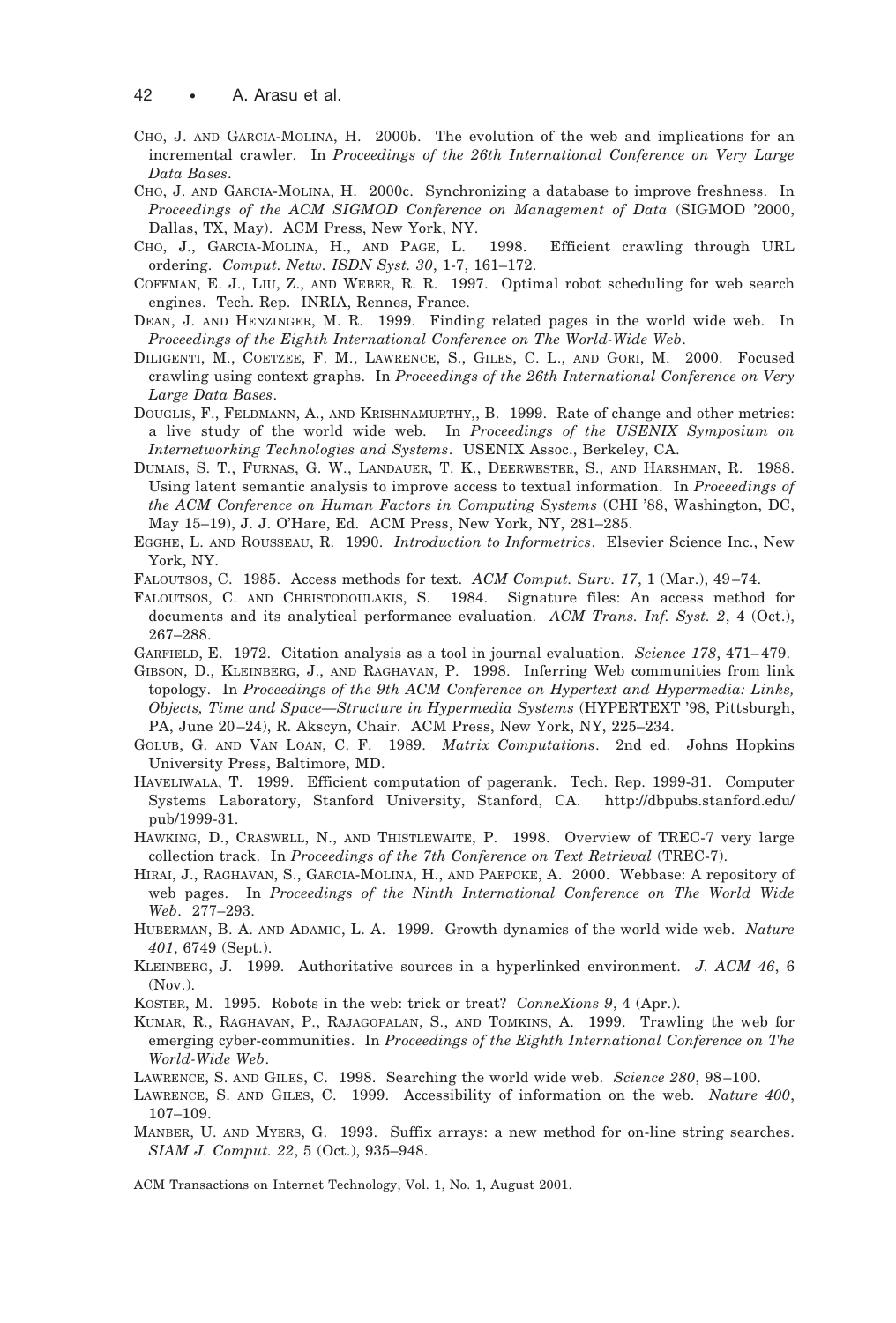CHO, J. AND GARCIA-MOLINA, H. 2000b. The evolution of the web and implications for an incremental crawler. In *Proceedings of the 26th International Conference on Very Large Data Bases*.

CHO, J. AND GARCIA-MOLINA, H. 2000c. Synchronizing a database to improve freshness. In *Proceedings of the ACM SIGMOD Conference on Management of Data* (SIGMOD '2000, Dallas, TX, May). ACM Press, New York, NY.

CHO, J., GARCIA-MOLINA, H., AND PAGE, L. 1998. Efficient crawling through URL ordering. *Comput. Netw. ISDN Syst. 30*, 1-7, 161–172.

COFFMAN, E. J., LIU, Z., AND WEBER, R. R. 1997. Optimal robot scheduling for web search engines. Tech. Rep. INRIA, Rennes, France.

DEAN, J. AND HENZINGER, M. R. 1999. Finding related pages in the world wide web. In *Proceedings of the Eighth International Conference on The World-Wide Web*.

DILIGENTI, M., COETZEE, F. M., LAWRENCE, S., GILES, C. L., AND GORI, M. 2000. Focused crawling using context graphs. In *Proceedings of the 26th International Conference on Very Large Data Bases*.

DOUGLIS, F., FELDMANN, A., AND KRISHNAMURTHY,, B. 1999. Rate of change and other metrics: a live study of the world wide web. In *Proceedings of the USENIX Symposium on Internetworking Technologies and Systems*. USENIX Assoc., Berkeley, CA.

DUMAIS, S. T., FURNAS, G. W., LANDAUER, T. K., DEERWESTER, S., AND HARSHMAN, R. 1988. Using latent semantic analysis to improve access to textual information. In *Proceedings of the ACM Conference on Human Factors in Computing Systems* (CHI '88, Washington, DC, May 15–19), J. J. O'Hare, Ed. ACM Press, New York, NY, 281–285.

EGGHE, L. AND ROUSSEAU, R. 1990. *Introduction to Informetrics*. Elsevier Science Inc., New York, NY.

FALOUTSOS, C. 1985. Access methods for text. *ACM Comput. Surv. 17*, 1 (Mar.), 49–74.

FALOUTSOS, C. AND CHRISTODOULAKIS, S. 1984. Signature files: An access method for documents and its analytical performance evaluation. *ACM Trans. Inf. Syst. 2*, 4 (Oct.), 267–288.

GARFIELD, E. 1972. Citation analysis as a tool in journal evaluation. *Science 178*, 471–479.

GIBSON, D., KLEINBERG, J., AND RAGHAVAN, P. 1998. Inferring Web communities from link topology. In *Proceedings of the 9th ACM Conference on Hypertext and Hypermedia: Links, Objects, Time and Space—Structure in Hypermedia Systems* (HYPERTEXT '98, Pittsburgh, PA, June 20–24), R. Akscyn, Chair. ACM Press, New York, NY, 225–234.

GOLUB, G. AND VAN LOAN, C. F. 1989. *Matrix Computations*. 2nd ed. Johns Hopkins University Press, Baltimore, MD.

HAVELIWALA, T. 1999. Efficient computation of pagerank. Tech. Rep. 1999-31. Computer Systems Laboratory, Stanford University, Stanford, CA. http://dbpubs.stanford.edu/pub/1999-31.

HAWKING, D., CRASWELL, N., AND THISTLEWAITE, P. 1998. Overview of TREC-7 very large collection track. In *Proceedings of the 7th Conference on Text Retrieval* (TREC-7).

HIRAI, J., RAGHAVAN, S., GARCIA-MOLINA, H., AND PAEPCKE, A. 2000. Webbase: A repository of web pages. In *Proceedings of the Ninth International Conference on The World Wide Web*. 277–293.

HUBERMAN, B. A. AND ADAMIC, L. A. 1999. Growth dynamics of the world wide web. *Nature 401*, 6749 (Sept.).

KLEINBERG, J. 1999. Authoritative sources in a hyperlinked environment. *J. ACM 46*, 6 (Nov.).

KOSTER, M. 1995. Robots in the web: trick or treat? *ConneXions 9*, 4 (Apr.).

KUMAR, R., RAGHAVAN, P., RAJAGOPALAN, S., AND TOMKINS, A. 1999. Trawling the web for emerging cyber-communities. In *Proceedings of the Eighth International Conference on The World-Wide Web*.

LAWRENCE, S. AND GILES, C. 1998. Searching the world wide web. *Science 280*, 98–100.

LAWRENCE, S. AND GILES, C. 1999. Accessibility of information on the web. *Nature 400*, 107–109.

MANBER, U. AND MYERS, G. 1993. Suffix arrays: a new method for on-line string searches. *SIAM J. Comput. 22*, 5 (Oct.), 935–948.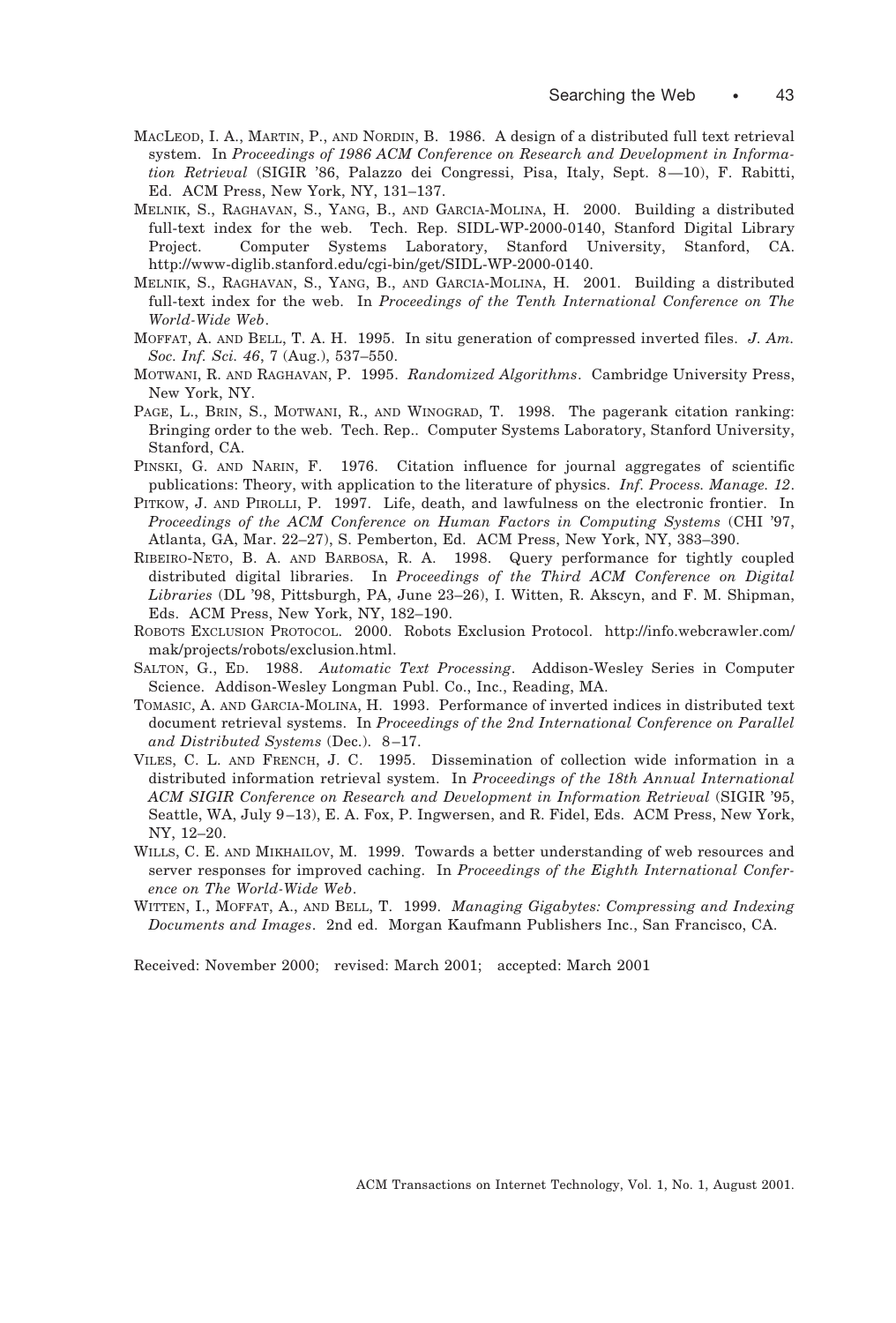MacLeod, I. A., Martin, P., and Nordin, B. 1986. A design of a distributed full text retrieval system. In *Proceedings of 1986 ACM Conference on Research and Development in Information Retrieval* (SIGIR '86, Palazzo dei Congressi, Pisa, Italy, Sept. 8—10), F. Rabitti, Ed. ACM Press, New York, NY, 131–137.

Melnik, S., Raghavan, S., Yang, B., and Garcia-Molina, H. 2000. Building a distributed full-text index for the web. Tech. Rep. SIDL-WP-2000-0140, Stanford Digital Library Project. Computer Systems Laboratory, Stanford University, Stanford, CA. http://www-diglib.stanford.edu/cgi-bin/get/SIDL-WP-2000-0140.

Melnik, S., Raghavan, S., Yang, B., and Garcia-Molina, H. 2001. Building a distributed full-text index for the web. In *Proceedings of the Tenth International Conference on The World-Wide Web*.

Moffat, A. and Bell, T. A. H. 1995. In situ generation of compressed inverted files. *J. Am. Soc. Inf. Sci. 46*, 7 (Aug.), 537–550.

Motwani, R. and Raghavan, P. 1995. *Randomized Algorithms*. Cambridge University Press, New York, NY.

Page, L., Brin, S., Motwani, R., and Winograd, T. 1998. The pagerank citation ranking: Bringing order to the web. Tech. Rep.. Computer Systems Laboratory, Stanford University, Stanford, CA.

Pinski, G. and Narin, F. 1976. Citation influence for journal aggregates of scientific publications: Theory, with application to the literature of physics. *Inf. Process. Manage. 12*.

Pitkow, J. and Pirolli, P. 1997. Life, death, and lawfulness on the electronic frontier. In *Proceedings of the ACM Conference on Human Factors in Computing Systems* (CHI '97, Atlanta, GA, Mar. 22–27), S. Pemberton, Ed. ACM Press, New York, NY, 383–390.

Ribeiro-Neto, B. A. and Barbosa, R. A. 1998. Query performance for tightly coupled distributed digital libraries. In *Proceedings of the Third ACM Conference on Digital Libraries* (DL '98, Pittsburgh, PA, June 23–26), I. Witten, R. Akscyn, and F. M. Shipman, Eds. ACM Press, New York, NY, 182–190.

Robots Exclusion Protocol. 2000. Robots Exclusion Protocol. http://info.webcrawler.com/mak/projects/robots/exclusion.html.

Salton, G., Ed. 1988. *Automatic Text Processing*. Addison-Wesley Series in Computer Science. Addison-Wesley Longman Publ. Co., Inc., Reading, MA.

Tomasic, A. and Garcia-Molina, H. 1993. Performance of inverted indices in distributed text document retrieval systems. In *Proceedings of the 2nd International Conference on Parallel and Distributed Systems* (Dec.). 8–17.

Viles, C. L. and French, J. C. 1995. Dissemination of collection wide information in a distributed information retrieval system. In *Proceedings of the 18th Annual International ACM SIGIR Conference on Research and Development in Information Retrieval* (SIGIR '95, Seattle, WA, July 9–13), E. A. Fox, P. Ingwersen, and R. Fidel, Eds. ACM Press, New York, NY, 12–20.

Wills, C. E. and Mikhailov, M. 1999. Towards a better understanding of web resources and server responses for improved caching. In *Proceedings of the Eighth International Conference on The World-Wide Web*.

Witten, I., Moffat, A., and Bell, T. 1999. *Managing Gigabytes: Compressing and Indexing Documents and Images*. 2nd ed. Morgan Kaufmann Publishers Inc., San Francisco, CA.

Received: November 2000; revised: March 2001; accepted: March 2001